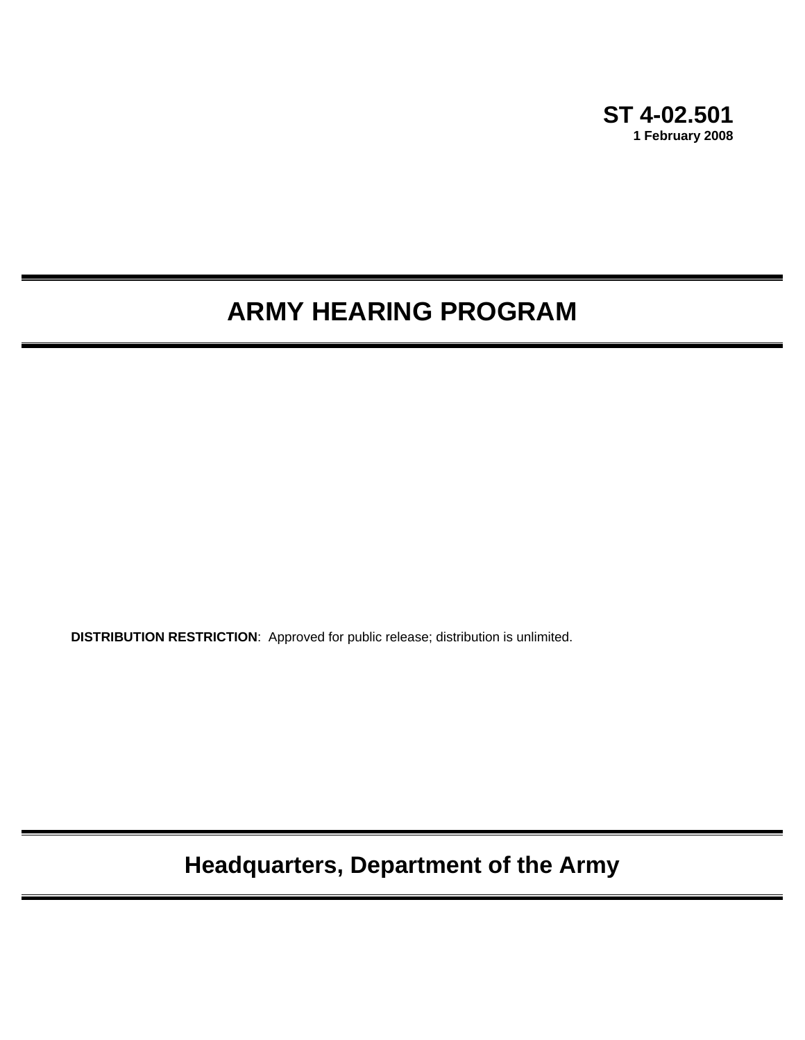**ST 4-02.501**
**1 February 2008**

# ARMY HEARING PROGRAM

**DISTRIBUTION RESTRICTION**: Approved for public release; distribution is unlimited.

## Headquarters, Department of the Army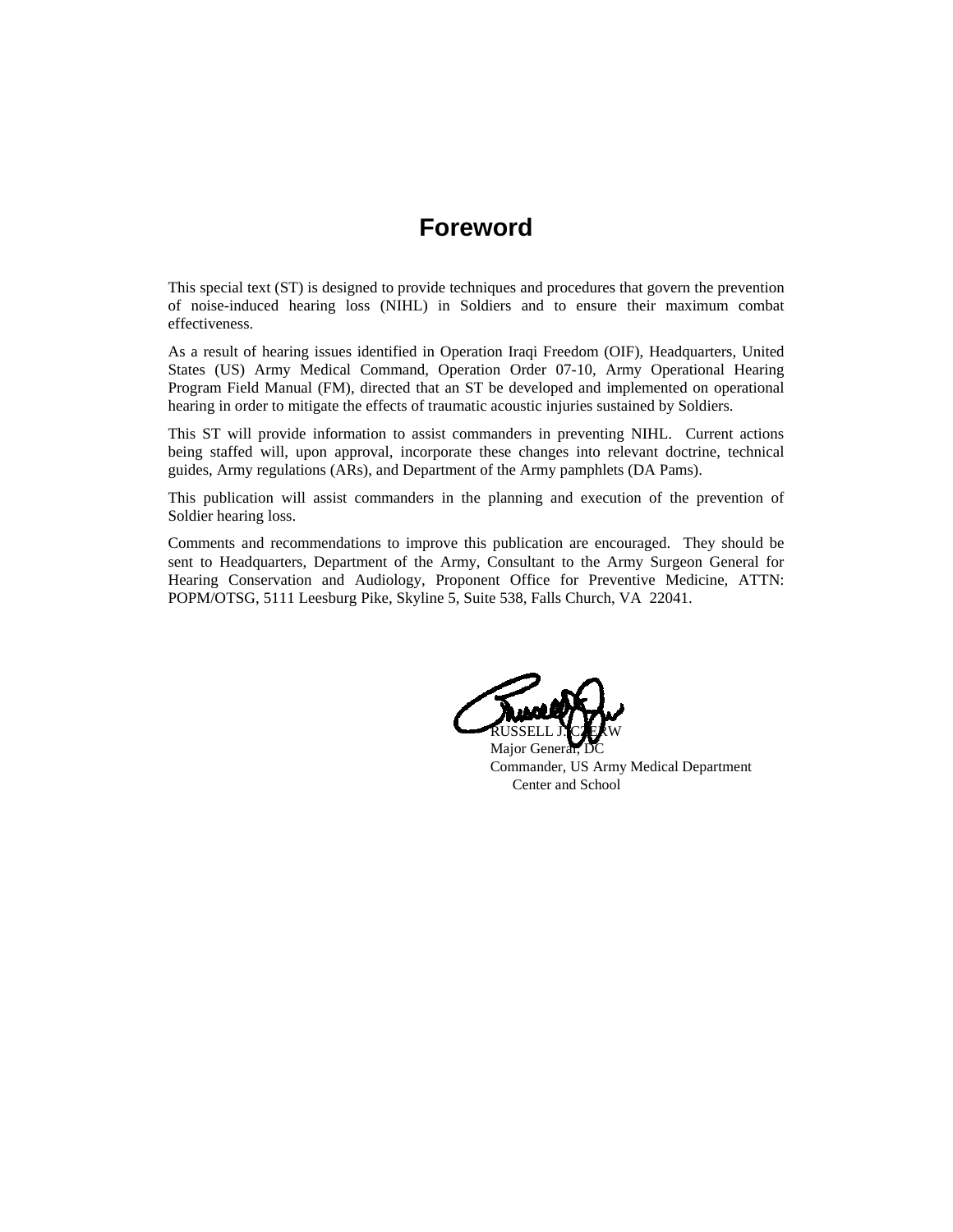# Foreword

This special text (ST) is designed to provide techniques and procedures that govern the prevention of noise-induced hearing loss (NIHL) in Soldiers and to ensure their maximum combat effectiveness.

As a result of hearing issues identified in Operation Iraqi Freedom (OIF), Headquarters, United States (US) Army Medical Command, Operation Order 07-10, Army Operational Hearing Program Field Manual (FM), directed that an ST be developed and implemented on operational hearing in order to mitigate the effects of traumatic acoustic injuries sustained by Soldiers.

This ST will provide information to assist commanders in preventing NIHL. Current actions being staffed will, upon approval, incorporate these changes into relevant doctrine, technical guides, Army regulations (ARs), and Department of the Army pamphlets (DA Pams).

This publication will assist commanders in the planning and execution of the prevention of Soldier hearing loss.

Comments and recommendations to improve this publication are encouraged. They should be sent to Headquarters, Department of the Army, Consultant to the Army Surgeon General for Hearing Conservation and Audiology, Proponent Office for Preventive Medicine, ATTN: POPM/OTSG, 5111 Leesburg Pike, Skyline 5, Suite 538, Falls Church, VA 22041.

RUSSELL J. CZERW
Major General, DC
Commander, US Army Medical Department
Center and School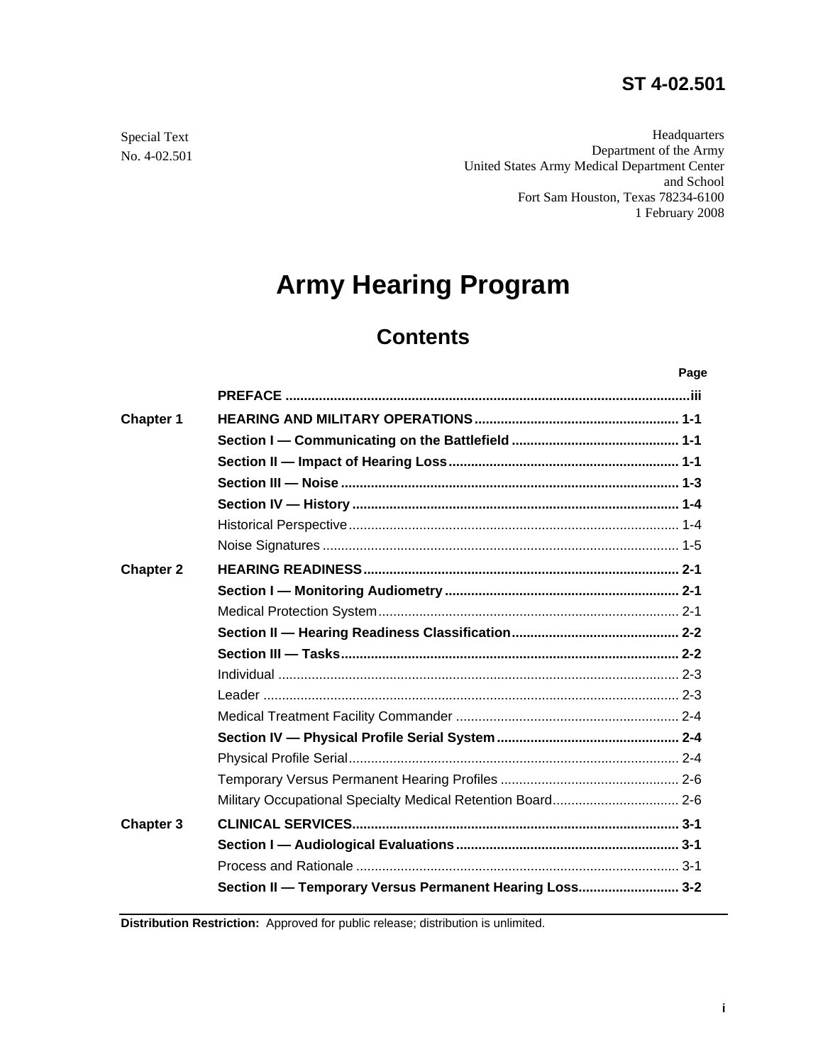**ST 4-02.501**

Special Text
No. 4-02.501

Headquarters
Department of the Army
United States Army Medical Department Center
and School
Fort Sam Houston, Texas 78234-6100
1 February 2008

# Army Hearing Program

## Contents

| | | Page |
|---|---|---|
| | **PREFACE** | **iii** |
| **Chapter 1** | **HEARING AND MILITARY OPERATIONS** | **1-1** |
| | **Section I — Communicating on the Battlefield** | **1-1** |
| | **Section II — Impact of Hearing Loss** | **1-1** |
| | **Section III — Noise** | **1-3** |
| | **Section IV — History** | **1-4** |
| | Historical Perspective | 1-4 |
| | Noise Signatures | 1-5 |
| **Chapter 2** | **HEARING READINESS** | **2-1** |
| | **Section I — Monitoring Audiometry** | **2-1** |
| | Medical Protection System | 2-1 |
| | **Section II — Hearing Readiness Classification** | **2-2** |
| | **Section III — Tasks** | **2-2** |
| | Individual | 2-3 |
| | Leader | 2-3 |
| | Medical Treatment Facility Commander | 2-4 |
| | **Section IV — Physical Profile Serial System** | **2-4** |
| | Physical Profile Serial | 2-4 |
| | Temporary Versus Permanent Hearing Profiles | 2-6 |
| | Military Occupational Specialty Medical Retention Board | 2-6 |
| **Chapter 3** | **CLINICAL SERVICES** | **3-1** |
| | **Section I — Audiological Evaluations** | **3-1** |
| | Process and Rationale | 3-1 |
| | **Section II — Temporary Versus Permanent Hearing Loss** | **3-2** |

**Distribution Restriction:** Approved for public release; distribution is unlimited.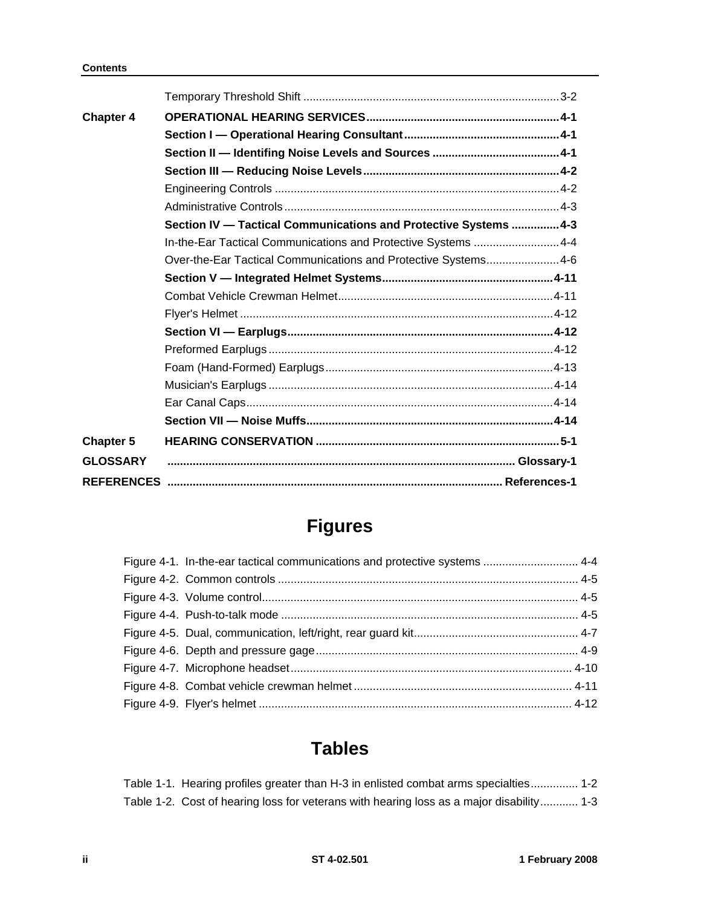Temporary Threshold Shift ................................................................................3-2

**Chapter 4 OPERATIONAL HEARING SERVICES............................................................4-1**

**Section I — Operational Hearing Consultant................................................4-1**

**Section II — Identifing Noise Levels and Sources .......................................4-1**

**Section III — Reducing Noise Levels.............................................................4-2**

Engineering Controls .........................................................................................4-2

Administrative Controls......................................................................................4-3

**Section IV — Tactical Communications and Protective Systems ...............4-3**

In-the-Ear Tactical Communications and Protective Systems ...........................4-4

Over-the-Ear Tactical Communications and Protective Systems.......................4-6

**Section V — Integrated Helmet Systems.....................................................4-11**

Combat Vehicle Crewman Helmet...................................................................4-11

Flyer's Helmet ..................................................................................................4-12

**Section VI — Earplugs...................................................................................4-12**

Preformed Earplugs .........................................................................................4-12

Foam (Hand-Formed) Earplugs.......................................................................4-13

Musician's Earplugs .........................................................................................4-14

Ear Canal Caps................................................................................................4-14

**Section VII — Noise Muffs.............................................................................4-14**

**Chapter 5 HEARING CONSERVATION ............................................................................5-1**

**GLOSSARY ............................................................................................................ Glossary-1**

**REFERENCES ........................................................................................................ References-1**

# Figures

Figure 4-1. In-the-ear tactical communications and protective systems .............................. 4-4

Figure 4-2. Common controls .............................................................................................. 4-5

Figure 4-3. Volume control................................................................................................... 4-5

Figure 4-4. Push-to-talk mode ............................................................................................. 4-5

Figure 4-5. Dual, communication, left/right, rear guard kit................................................... 4-7

Figure 4-6. Depth and pressure gage.................................................................................. 4-9

Figure 4-7. Microphone headset........................................................................................ 4-10

Figure 4-8. Combat vehicle crewman helmet .................................................................... 4-11

Figure 4-9. Flyer's helmet .................................................................................................. 4-12

# Tables

Table 1-1. Hearing profiles greater than H-3 in enlisted combat arms specialties............... 1-2

Table 1-2. Cost of hearing loss for veterans with hearing loss as a major disability............ 1-3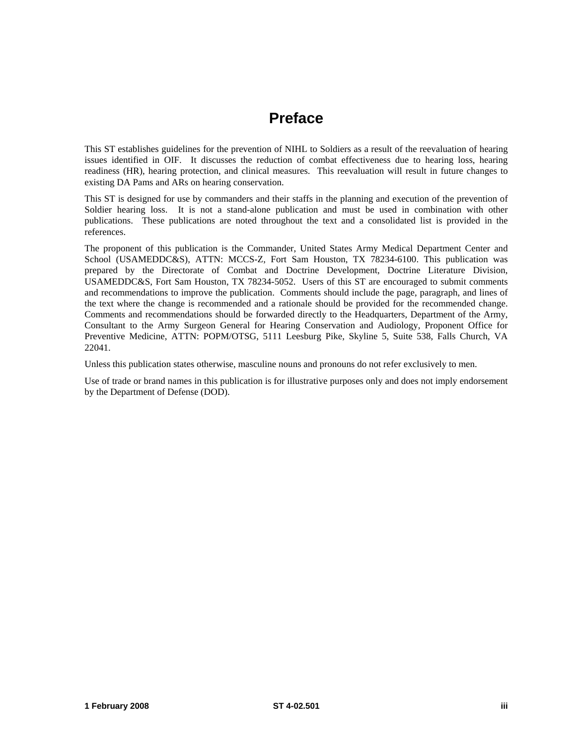# Preface

This ST establishes guidelines for the prevention of NIHL to Soldiers as a result of the reevaluation of hearing issues identified in OIF. It discusses the reduction of combat effectiveness due to hearing loss, hearing readiness (HR), hearing protection, and clinical measures. This reevaluation will result in future changes to existing DA Pams and ARs on hearing conservation.

This ST is designed for use by commanders and their staffs in the planning and execution of the prevention of Soldier hearing loss. It is not a stand-alone publication and must be used in combination with other publications. These publications are noted throughout the text and a consolidated list is provided in the references.

The proponent of this publication is the Commander, United States Army Medical Department Center and School (USAMEDDC&S), ATTN: MCCS-Z, Fort Sam Houston, TX 78234-6100. This publication was prepared by the Directorate of Combat and Doctrine Development, Doctrine Literature Division, USAMEDDC&S, Fort Sam Houston, TX 78234-5052. Users of this ST are encouraged to submit comments and recommendations to improve the publication. Comments should include the page, paragraph, and lines of the text where the change is recommended and a rationale should be provided for the recommended change. Comments and recommendations should be forwarded directly to the Headquarters, Department of the Army, Consultant to the Army Surgeon General for Hearing Conservation and Audiology, Proponent Office for Preventive Medicine, ATTN: POPM/OTSG, 5111 Leesburg Pike, Skyline 5, Suite 538, Falls Church, VA 22041.

Unless this publication states otherwise, masculine nouns and pronouns do not refer exclusively to men.

Use of trade or brand names in this publication is for illustrative purposes only and does not imply endorsement by the Department of Defense (DOD).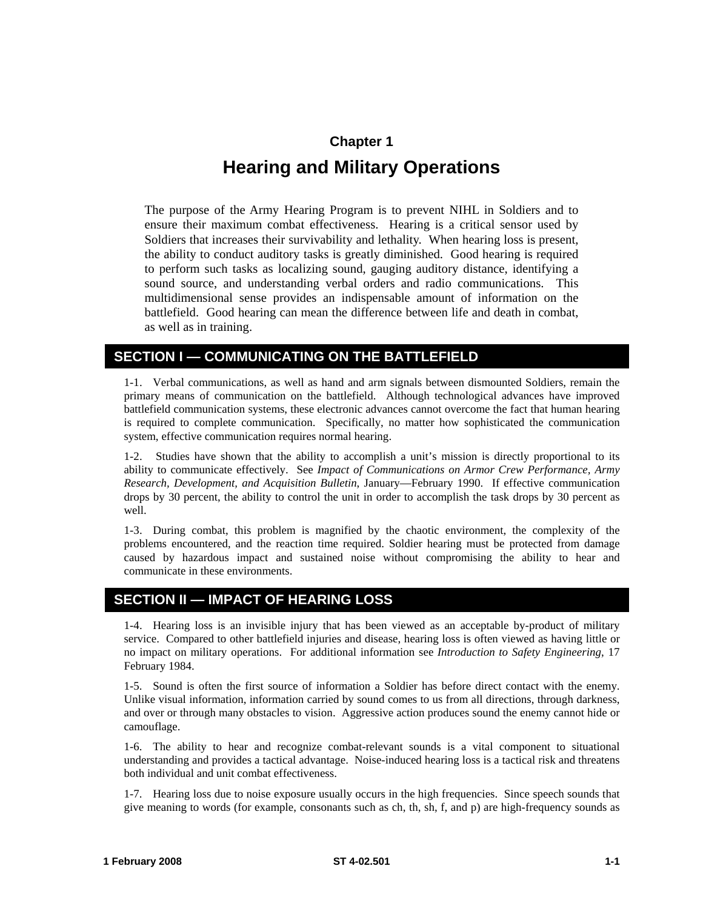# Chapter 1

# Hearing and Military Operations

The purpose of the Army Hearing Program is to prevent NIHL in Soldiers and to ensure their maximum combat effectiveness. Hearing is a critical sensor used by Soldiers that increases their survivability and lethality. When hearing loss is present, the ability to conduct auditory tasks is greatly diminished. Good hearing is required to perform such tasks as localizing sound, gauging auditory distance, identifying a sound source, and understanding verbal orders and radio communications. This multidimensional sense provides an indispensable amount of information on the battlefield. Good hearing can mean the difference between life and death in combat, as well as in training.

## SECTION I — COMMUNICATING ON THE BATTLEFIELD

1-1. Verbal communications, as well as hand and arm signals between dismounted Soldiers, remain the primary means of communication on the battlefield. Although technological advances have improved battlefield communication systems, these electronic advances cannot overcome the fact that human hearing is required to complete communication. Specifically, no matter how sophisticated the communication system, effective communication requires normal hearing.

1-2. Studies have shown that the ability to accomplish a unit's mission is directly proportional to its ability to communicate effectively. See *Impact of Communications on Armor Crew Performance, Army Research, Development, and Acquisition Bulletin,* January—February 1990. If effective communication drops by 30 percent, the ability to control the unit in order to accomplish the task drops by 30 percent as well.

1-3. During combat, this problem is magnified by the chaotic environment, the complexity of the problems encountered, and the reaction time required. Soldier hearing must be protected from damage caused by hazardous impact and sustained noise without compromising the ability to hear and communicate in these environments.

## SECTION II — IMPACT OF HEARING LOSS

1-4. Hearing loss is an invisible injury that has been viewed as an acceptable by-product of military service. Compared to other battlefield injuries and disease, hearing loss is often viewed as having little or no impact on military operations. For additional information see *Introduction to Safety Engineering,* 17 February 1984.

1-5. Sound is often the first source of information a Soldier has before direct contact with the enemy. Unlike visual information, information carried by sound comes to us from all directions, through darkness, and over or through many obstacles to vision. Aggressive action produces sound the enemy cannot hide or camouflage.

1-6. The ability to hear and recognize combat-relevant sounds is a vital component to situational understanding and provides a tactical advantage. Noise-induced hearing loss is a tactical risk and threatens both individual and unit combat effectiveness.

1-7. Hearing loss due to noise exposure usually occurs in the high frequencies. Since speech sounds that give meaning to words (for example, consonants such as ch, th, sh, f, and p) are high-frequency sounds as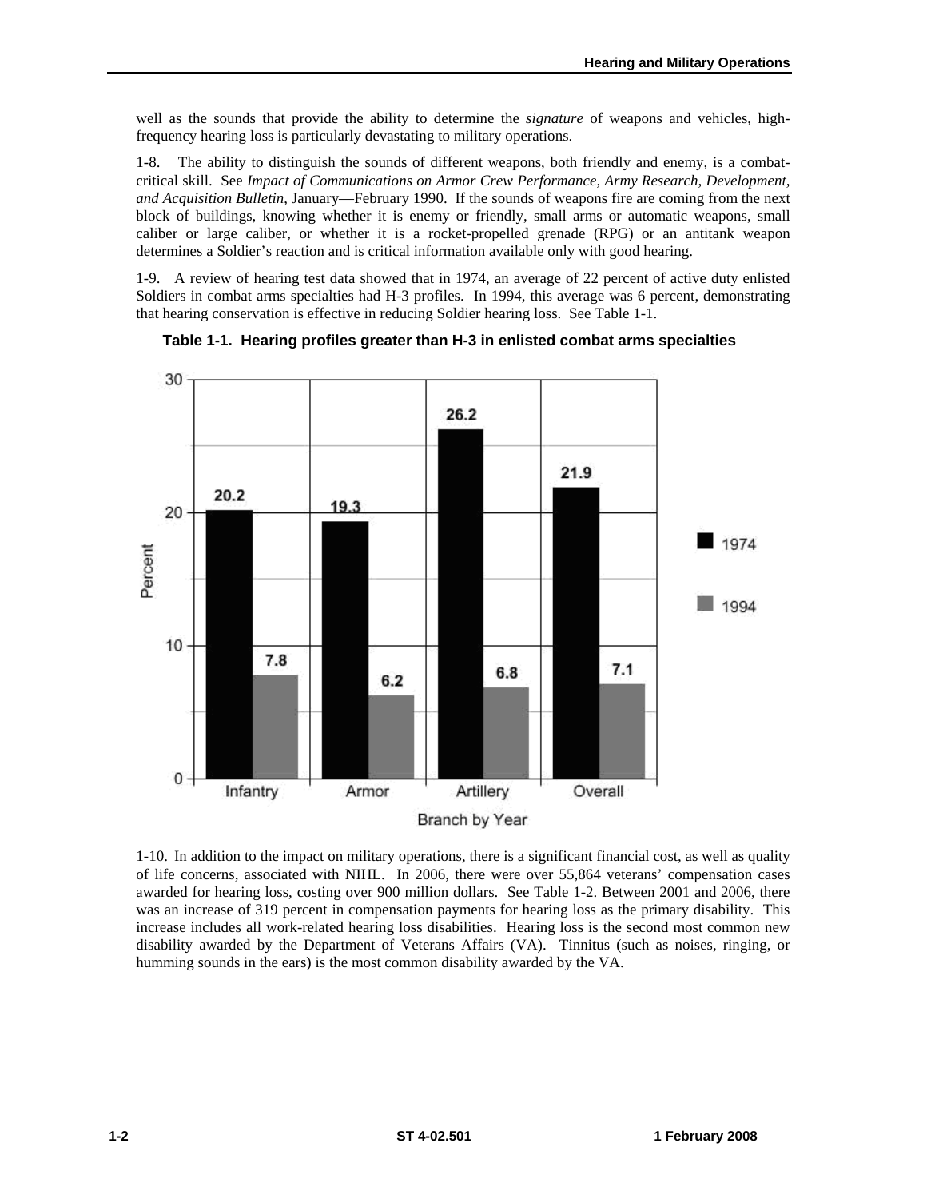well as the sounds that provide the ability to determine the *signature* of weapons and vehicles, high-frequency hearing loss is particularly devastating to military operations.

1-8. The ability to distinguish the sounds of different weapons, both friendly and enemy, is a combat-critical skill. See *Impact of Communications on Armor Crew Performance, Army Research, Development, and Acquisition Bulletin*, January—February 1990. If the sounds of weapons fire are coming from the next block of buildings, knowing whether it is enemy or friendly, small arms or automatic weapons, small caliber or large caliber, or whether it is a rocket-propelled grenade (RPG) or an antitank weapon determines a Soldier's reaction and is critical information available only with good hearing.

1-9. A review of hearing test data showed that in 1974, an average of 22 percent of active duty enlisted Soldiers in combat arms specialties had H-3 profiles. In 1994, this average was 6 percent, demonstrating that hearing conservation is effective in reducing Soldier hearing loss. See Table 1-1.

**Table 1-1. Hearing profiles greater than H-3 in enlisted combat arms specialties**

| Branch by Year | 1974 (Percent) | 1994 (Percent) |
|---|---|---|
| Infantry | 20.2 | 7.8 |
| Armor | 19.3 | 6.2 |
| Artillery | 26.2 | 6.8 |
| Overall | 21.9 | 7.1 |

1-10. In addition to the impact on military operations, there is a significant financial cost, as well as quality of life concerns, associated with NIHL. In 2006, there were over 55,864 veterans' compensation cases awarded for hearing loss, costing over 900 million dollars. See Table 1-2. Between 2001 and 2006, there was an increase of 319 percent in compensation payments for hearing loss as the primary disability. This increase includes all work-related hearing loss disabilities. Hearing loss is the second most common new disability awarded by the Department of Veterans Affairs (VA). Tinnitus (such as noises, ringing, or humming sounds in the ears) is the most common disability awarded by the VA.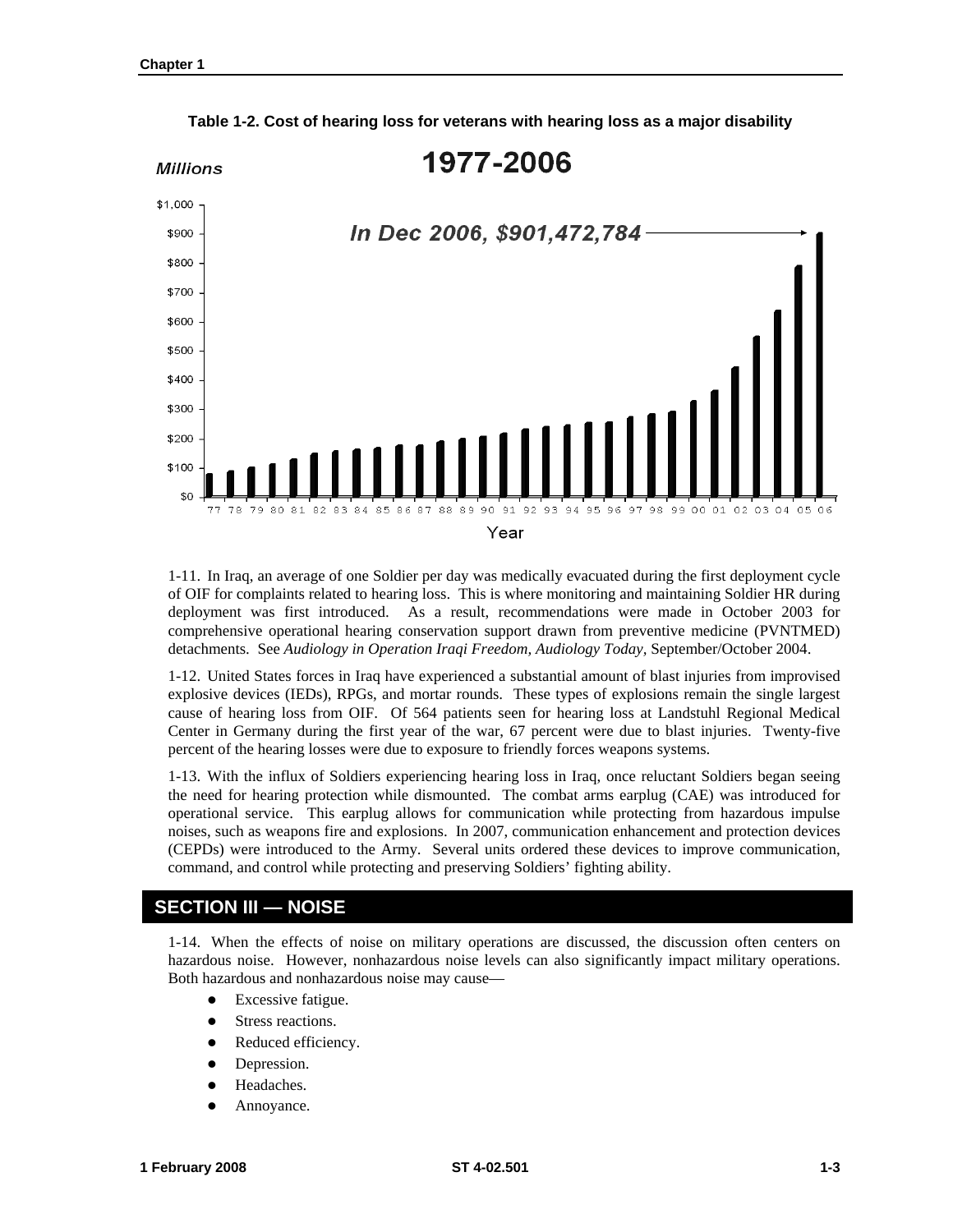**Table 1-2. Cost of hearing loss for veterans with hearing loss as a major disability**

1977-2006

Millions

In Dec 2006, $901,472,784

Year

1-11. In Iraq, an average of one Soldier per day was medically evacuated during the first deployment cycle of OIF for complaints related to hearing loss. This is where monitoring and maintaining Soldier HR during deployment was first introduced. As a result, recommendations were made in October 2003 for comprehensive operational hearing conservation support drawn from preventive medicine (PVNTMED) detachments. See *Audiology in Operation Iraqi Freedom, Audiology Today*, September/October 2004.

1-12. United States forces in Iraq have experienced a substantial amount of blast injuries from improvised explosive devices (IEDs), RPGs, and mortar rounds. These types of explosions remain the single largest cause of hearing loss from OIF. Of 564 patients seen for hearing loss at Landstuhl Regional Medical Center in Germany during the first year of the war, 67 percent were due to blast injuries. Twenty-five percent of the hearing losses were due to exposure to friendly forces weapons systems.

1-13. With the influx of Soldiers experiencing hearing loss in Iraq, once reluctant Soldiers began seeing the need for hearing protection while dismounted. The combat arms earplug (CAE) was introduced for operational service. This earplug allows for communication while protecting from hazardous impulse noises, such as weapons fire and explosions. In 2007, communication enhancement and protection devices (CEPDs) were introduced to the Army. Several units ordered these devices to improve communication, command, and control while protecting and preserving Soldiers' fighting ability.

## SECTION III — NOISE

1-14. When the effects of noise on military operations are discussed, the discussion often centers on hazardous noise. However, nonhazardous noise levels can also significantly impact military operations. Both hazardous and nonhazardous noise may cause—

- Excessive fatigue.
- Stress reactions.
- Reduced efficiency.
- Depression.
- Headaches.
- Annoyance.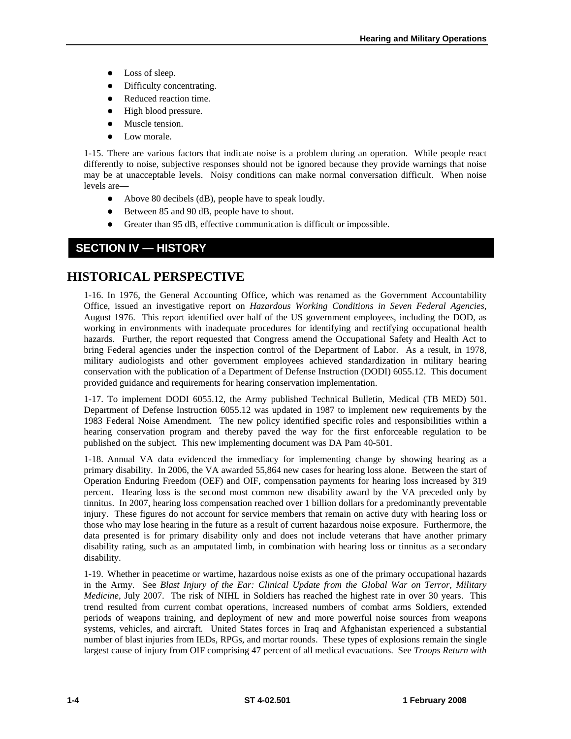- Loss of sleep.
- Difficulty concentrating.
- Reduced reaction time.
- High blood pressure.
- Muscle tension.
- Low morale.

1-15. There are various factors that indicate noise is a problem during an operation. While people react differently to noise, subjective responses should not be ignored because they provide warnings that noise may be at unacceptable levels. Noisy conditions can make normal conversation difficult. When noise levels are—

- Above 80 decibels (dB), people have to speak loudly.
- Between 85 and 90 dB, people have to shout.
- Greater than 95 dB, effective communication is difficult or impossible.

## SECTION IV — HISTORY

# HISTORICAL PERSPECTIVE

1-16. In 1976, the General Accounting Office, which was renamed as the Government Accountability Office, issued an investigative report on *Hazardous Working Conditions in Seven Federal Agencies*, August 1976. This report identified over half of the US government employees, including the DOD, as working in environments with inadequate procedures for identifying and rectifying occupational health hazards. Further, the report requested that Congress amend the Occupational Safety and Health Act to bring Federal agencies under the inspection control of the Department of Labor. As a result, in 1978, military audiologists and other government employees achieved standardization in military hearing conservation with the publication of a Department of Defense Instruction (DODI) 6055.12. This document provided guidance and requirements for hearing conservation implementation.

1-17. To implement DODI 6055.12, the Army published Technical Bulletin, Medical (TB MED) 501. Department of Defense Instruction 6055.12 was updated in 1987 to implement new requirements by the 1983 Federal Noise Amendment. The new policy identified specific roles and responsibilities within a hearing conservation program and thereby paved the way for the first enforceable regulation to be published on the subject. This new implementing document was DA Pam 40-501.

1-18. Annual VA data evidenced the immediacy for implementing change by showing hearing as a primary disability. In 2006, the VA awarded 55,864 new cases for hearing loss alone. Between the start of Operation Enduring Freedom (OEF) and OIF, compensation payments for hearing loss increased by 319 percent. Hearing loss is the second most common new disability award by the VA preceded only by tinnitus. In 2007, hearing loss compensation reached over 1 billion dollars for a predominantly preventable injury. These figures do not account for service members that remain on active duty with hearing loss or those who may lose hearing in the future as a result of current hazardous noise exposure. Furthermore, the data presented is for primary disability only and does not include veterans that have another primary disability rating, such as an amputated limb, in combination with hearing loss or tinnitus as a secondary disability.

1-19. Whether in peacetime or wartime, hazardous noise exists as one of the primary occupational hazards in the Army. See *Blast Injury of the Ear: Clinical Update from the Global War on Terror, Military Medicine*, July 2007. The risk of NIHL in Soldiers has reached the highest rate in over 30 years. This trend resulted from current combat operations, increased numbers of combat arms Soldiers, extended periods of weapons training, and deployment of new and more powerful noise sources from weapons systems, vehicles, and aircraft. United States forces in Iraq and Afghanistan experienced a substantial number of blast injuries from IEDs, RPGs, and mortar rounds. These types of explosions remain the single largest cause of injury from OIF comprising 47 percent of all medical evacuations. See *Troops Return with*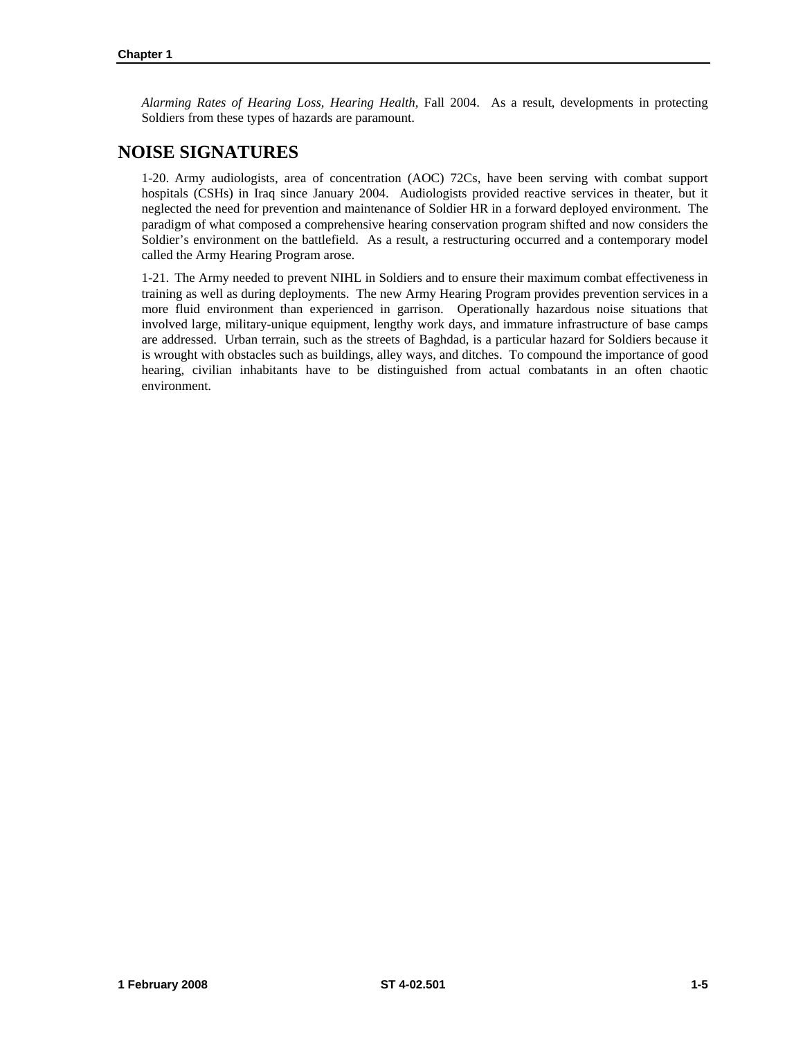*Alarming Rates of Hearing Loss, Hearing Health,* Fall 2004. As a result, developments in protecting Soldiers from these types of hazards are paramount.

## NOISE SIGNATURES

1-20. Army audiologists, area of concentration (AOC) 72Cs, have been serving with combat support hospitals (CSHs) in Iraq since January 2004. Audiologists provided reactive services in theater, but it neglected the need for prevention and maintenance of Soldier HR in a forward deployed environment. The paradigm of what composed a comprehensive hearing conservation program shifted and now considers the Soldier's environment on the battlefield. As a result, a restructuring occurred and a contemporary model called the Army Hearing Program arose.

1-21. The Army needed to prevent NIHL in Soldiers and to ensure their maximum combat effectiveness in training as well as during deployments. The new Army Hearing Program provides prevention services in a more fluid environment than experienced in garrison. Operationally hazardous noise situations that involved large, military-unique equipment, lengthy work days, and immature infrastructure of base camps are addressed. Urban terrain, such as the streets of Baghdad, is a particular hazard for Soldiers because it is wrought with obstacles such as buildings, alley ways, and ditches. To compound the importance of good hearing, civilian inhabitants have to be distinguished from actual combatants in an often chaotic environment.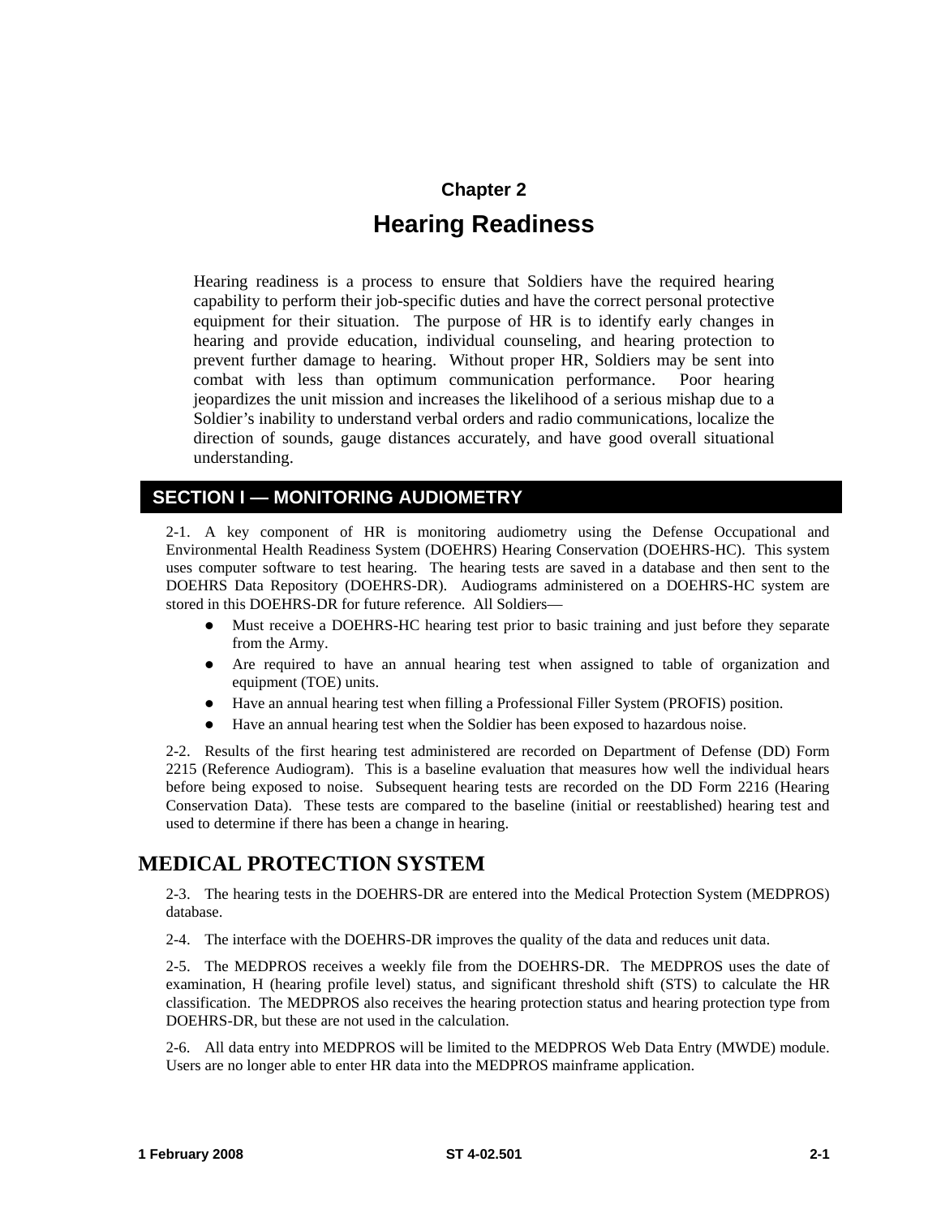# Chapter 2

# Hearing Readiness

Hearing readiness is a process to ensure that Soldiers have the required hearing capability to perform their job-specific duties and have the correct personal protective equipment for their situation. The purpose of HR is to identify early changes in hearing and provide education, individual counseling, and hearing protection to prevent further damage to hearing. Without proper HR, Soldiers may be sent into combat with less than optimum communication performance. Poor hearing jeopardizes the unit mission and increases the likelihood of a serious mishap due to a Soldier's inability to understand verbal orders and radio communications, localize the direction of sounds, gauge distances accurately, and have good overall situational understanding.

## SECTION I — MONITORING AUDIOMETRY

2-1. A key component of HR is monitoring audiometry using the Defense Occupational and Environmental Health Readiness System (DOEHRS) Hearing Conservation (DOEHRS-HC). This system uses computer software to test hearing. The hearing tests are saved in a database and then sent to the DOEHRS Data Repository (DOEHRS-DR). Audiograms administered on a DOEHRS-HC system are stored in this DOEHRS-DR for future reference. All Soldiers—

- Must receive a DOEHRS-HC hearing test prior to basic training and just before they separate from the Army.
- Are required to have an annual hearing test when assigned to table of organization and equipment (TOE) units.
- Have an annual hearing test when filling a Professional Filler System (PROFIS) position.
- Have an annual hearing test when the Soldier has been exposed to hazardous noise.

2-2. Results of the first hearing test administered are recorded on Department of Defense (DD) Form 2215 (Reference Audiogram). This is a baseline evaluation that measures how well the individual hears before being exposed to noise. Subsequent hearing tests are recorded on the DD Form 2216 (Hearing Conservation Data). These tests are compared to the baseline (initial or reestablished) hearing test and used to determine if there has been a change in hearing.

## MEDICAL PROTECTION SYSTEM

2-3. The hearing tests in the DOEHRS-DR are entered into the Medical Protection System (MEDPROS) database.

2-4. The interface with the DOEHRS-DR improves the quality of the data and reduces unit data.

2-5. The MEDPROS receives a weekly file from the DOEHRS-DR. The MEDPROS uses the date of examination, H (hearing profile level) status, and significant threshold shift (STS) to calculate the HR classification. The MEDPROS also receives the hearing protection status and hearing protection type from DOEHRS-DR, but these are not used in the calculation.

2-6. All data entry into MEDPROS will be limited to the MEDPROS Web Data Entry (MWDE) module. Users are no longer able to enter HR data into the MEDPROS mainframe application.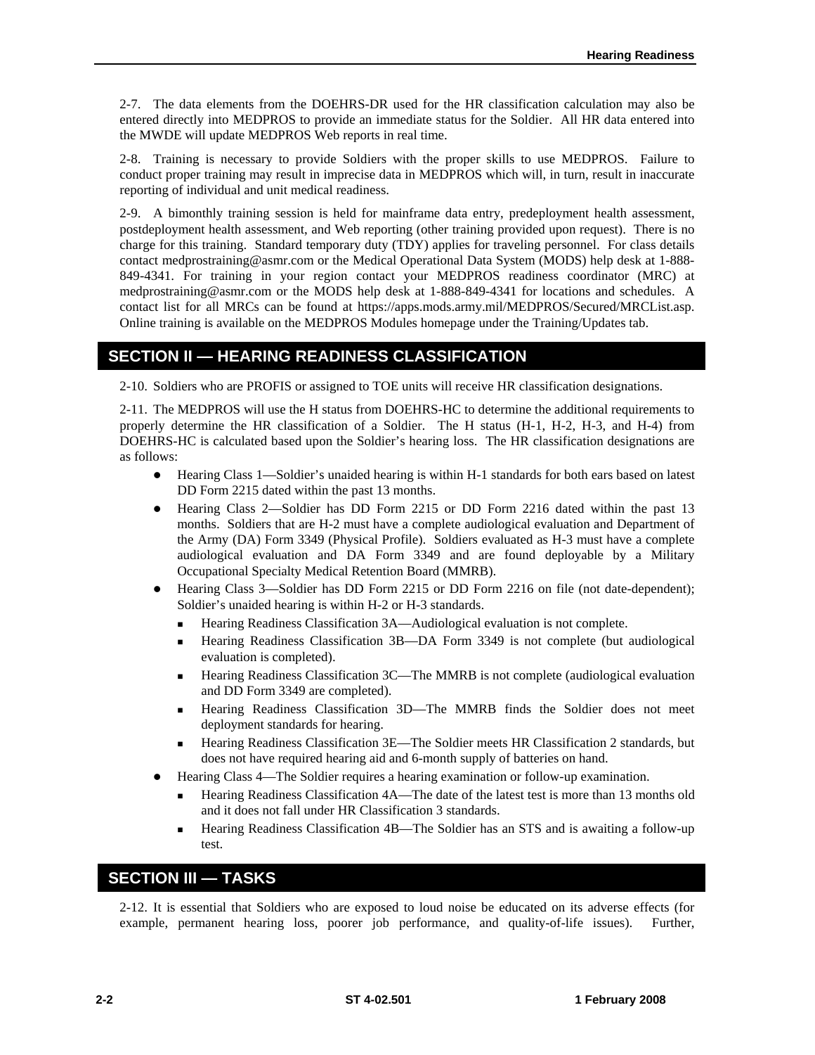2-7. The data elements from the DOEHRS-DR used for the HR classification calculation may also be entered directly into MEDPROS to provide an immediate status for the Soldier. All HR data entered into the MWDE will update MEDPROS Web reports in real time.

2-8. Training is necessary to provide Soldiers with the proper skills to use MEDPROS. Failure to conduct proper training may result in imprecise data in MEDPROS which will, in turn, result in inaccurate reporting of individual and unit medical readiness.

2-9. A bimonthly training session is held for mainframe data entry, predeployment health assessment, postdeployment health assessment, and Web reporting (other training provided upon request). There is no charge for this training. Standard temporary duty (TDY) applies for traveling personnel. For class details contact medprostraining@asmr.com or the Medical Operational Data System (MODS) help desk at 1-888-849-4341. For training in your region contact your MEDPROS readiness coordinator (MRC) at medprostraining@asmr.com or the MODS help desk at 1-888-849-4341 for locations and schedules. A contact list for all MRCs can be found at https://apps.mods.army.mil/MEDPROS/Secured/MRCList.asp. Online training is available on the MEDPROS Modules homepage under the Training/Updates tab.

## SECTION II — HEARING READINESS CLASSIFICATION

2-10. Soldiers who are PROFIS or assigned to TOE units will receive HR classification designations.

2-11. The MEDPROS will use the H status from DOEHRS-HC to determine the additional requirements to properly determine the HR classification of a Soldier. The H status (H-1, H-2, H-3, and H-4) from DOEHRS-HC is calculated based upon the Soldier's hearing loss. The HR classification designations are as follows:

- Hearing Class 1—Soldier's unaided hearing is within H-1 standards for both ears based on latest DD Form 2215 dated within the past 13 months.
- Hearing Class 2—Soldier has DD Form 2215 or DD Form 2216 dated within the past 13 months. Soldiers that are H-2 must have a complete audiological evaluation and Department of the Army (DA) Form 3349 (Physical Profile). Soldiers evaluated as H-3 must have a complete audiological evaluation and DA Form 3349 and are found deployable by a Military Occupational Specialty Medical Retention Board (MMRB).
- Hearing Class 3—Soldier has DD Form 2215 or DD Form 2216 on file (not date-dependent); Soldier's unaided hearing is within H-2 or H-3 standards.
  - Hearing Readiness Classification 3A—Audiological evaluation is not complete.
  - Hearing Readiness Classification 3B—DA Form 3349 is not complete (but audiological evaluation is completed).
  - Hearing Readiness Classification 3C—The MMRB is not complete (audiological evaluation and DD Form 3349 are completed).
  - Hearing Readiness Classification 3D—The MMRB finds the Soldier does not meet deployment standards for hearing.
  - Hearing Readiness Classification 3E—The Soldier meets HR Classification 2 standards, but does not have required hearing aid and 6-month supply of batteries on hand.
- Hearing Class 4—The Soldier requires a hearing examination or follow-up examination.
  - Hearing Readiness Classification 4A—The date of the latest test is more than 13 months old and it does not fall under HR Classification 3 standards.
  - Hearing Readiness Classification 4B—The Soldier has an STS and is awaiting a follow-up test.

## SECTION III — TASKS

2-12. It is essential that Soldiers who are exposed to loud noise be educated on its adverse effects (for example, permanent hearing loss, poorer job performance, and quality-of-life issues). Further,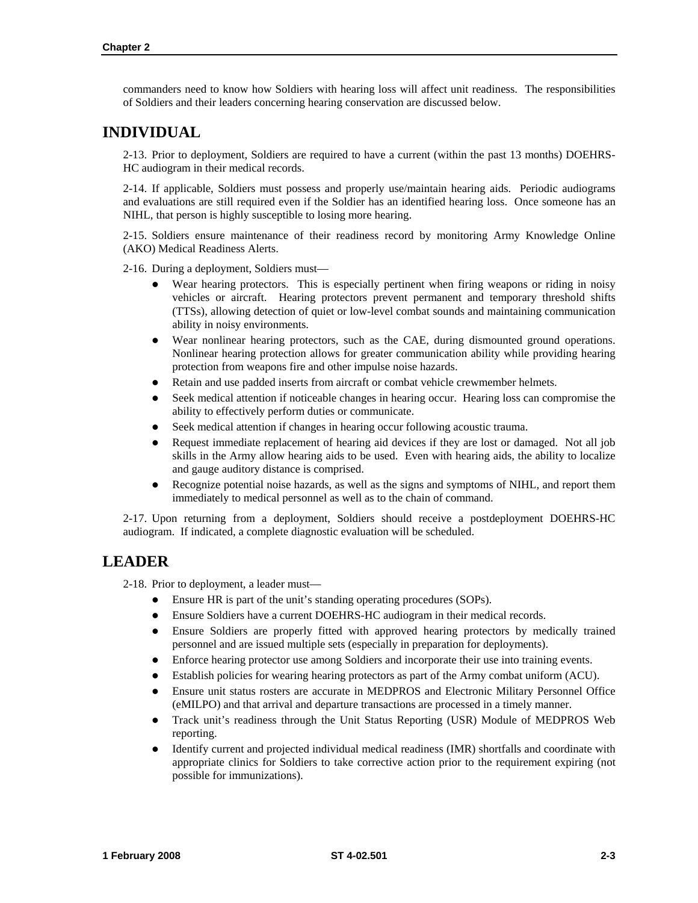commanders need to know how Soldiers with hearing loss will affect unit readiness. The responsibilities of Soldiers and their leaders concerning hearing conservation are discussed below.

## INDIVIDUAL

2-13. Prior to deployment, Soldiers are required to have a current (within the past 13 months) DOEHRS-HC audiogram in their medical records.

2-14. If applicable, Soldiers must possess and properly use/maintain hearing aids. Periodic audiograms and evaluations are still required even if the Soldier has an identified hearing loss. Once someone has an NIHL, that person is highly susceptible to losing more hearing.

2-15. Soldiers ensure maintenance of their readiness record by monitoring Army Knowledge Online (AKO) Medical Readiness Alerts.

2-16. During a deployment, Soldiers must—

- Wear hearing protectors. This is especially pertinent when firing weapons or riding in noisy vehicles or aircraft. Hearing protectors prevent permanent and temporary threshold shifts (TTSs), allowing detection of quiet or low-level combat sounds and maintaining communication ability in noisy environments.
- Wear nonlinear hearing protectors, such as the CAE, during dismounted ground operations. Nonlinear hearing protection allows for greater communication ability while providing hearing protection from weapons fire and other impulse noise hazards.
- Retain and use padded inserts from aircraft or combat vehicle crewmember helmets.
- Seek medical attention if noticeable changes in hearing occur. Hearing loss can compromise the ability to effectively perform duties or communicate.
- Seek medical attention if changes in hearing occur following acoustic trauma.
- Request immediate replacement of hearing aid devices if they are lost or damaged. Not all job skills in the Army allow hearing aids to be used. Even with hearing aids, the ability to localize and gauge auditory distance is comprised.
- Recognize potential noise hazards, as well as the signs and symptoms of NIHL, and report them immediately to medical personnel as well as to the chain of command.

2-17. Upon returning from a deployment, Soldiers should receive a postdeployment DOEHRS-HC audiogram. If indicated, a complete diagnostic evaluation will be scheduled.

## LEADER

2-18. Prior to deployment, a leader must—

- Ensure HR is part of the unit's standing operating procedures (SOPs).
- Ensure Soldiers have a current DOEHRS-HC audiogram in their medical records.
- Ensure Soldiers are properly fitted with approved hearing protectors by medically trained personnel and are issued multiple sets (especially in preparation for deployments).
- Enforce hearing protector use among Soldiers and incorporate their use into training events.
- Establish policies for wearing hearing protectors as part of the Army combat uniform (ACU).
- Ensure unit status rosters are accurate in MEDPROS and Electronic Military Personnel Office (eMILPO) and that arrival and departure transactions are processed in a timely manner.
- Track unit's readiness through the Unit Status Reporting (USR) Module of MEDPROS Web reporting.
- Identify current and projected individual medical readiness (IMR) shortfalls and coordinate with appropriate clinics for Soldiers to take corrective action prior to the requirement expiring (not possible for immunizations).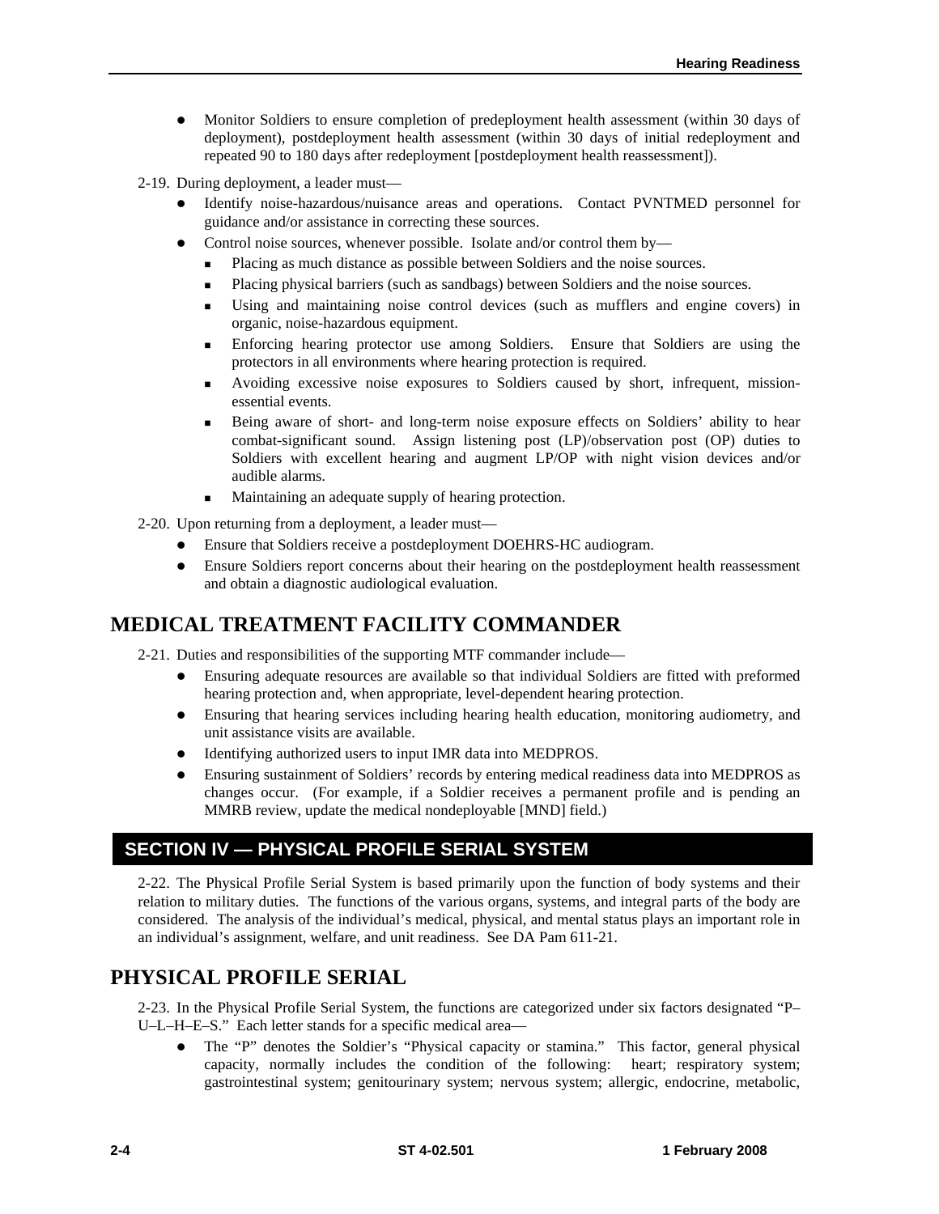- Monitor Soldiers to ensure completion of predeployment health assessment (within 30 days of deployment), postdeployment health assessment (within 30 days of initial redeployment and repeated 90 to 180 days after redeployment [postdeployment health reassessment]).

2-19. During deployment, a leader must—

- Identify noise-hazardous/nuisance areas and operations. Contact PVNTMED personnel for guidance and/or assistance in correcting these sources.
- Control noise sources, whenever possible. Isolate and/or control them by—
  - Placing as much distance as possible between Soldiers and the noise sources.
  - Placing physical barriers (such as sandbags) between Soldiers and the noise sources.
  - Using and maintaining noise control devices (such as mufflers and engine covers) in organic, noise-hazardous equipment.
  - Enforcing hearing protector use among Soldiers. Ensure that Soldiers are using the protectors in all environments where hearing protection is required.
  - Avoiding excessive noise exposures to Soldiers caused by short, infrequent, mission-essential events.
  - Being aware of short- and long-term noise exposure effects on Soldiers' ability to hear combat-significant sound. Assign listening post (LP)/observation post (OP) duties to Soldiers with excellent hearing and augment LP/OP with night vision devices and/or audible alarms.
  - Maintaining an adequate supply of hearing protection.

2-20. Upon returning from a deployment, a leader must—

- Ensure that Soldiers receive a postdeployment DOEHRS-HC audiogram.
- Ensure Soldiers report concerns about their hearing on the postdeployment health reassessment and obtain a diagnostic audiological evaluation.

## MEDICAL TREATMENT FACILITY COMMANDER

2-21. Duties and responsibilities of the supporting MTF commander include—

- Ensuring adequate resources are available so that individual Soldiers are fitted with preformed hearing protection and, when appropriate, level-dependent hearing protection.
- Ensuring that hearing services including hearing health education, monitoring audiometry, and unit assistance visits are available.
- Identifying authorized users to input IMR data into MEDPROS.
- Ensuring sustainment of Soldiers' records by entering medical readiness data into MEDPROS as changes occur. (For example, if a Soldier receives a permanent profile and is pending an MMRB review, update the medical nondeployable [MND] field.)

# SECTION IV — PHYSICAL PROFILE SERIAL SYSTEM

2-22. The Physical Profile Serial System is based primarily upon the function of body systems and their relation to military duties. The functions of the various organs, systems, and integral parts of the body are considered. The analysis of the individual's medical, physical, and mental status plays an important role in an individual's assignment, welfare, and unit readiness. See DA Pam 611-21.

## PHYSICAL PROFILE SERIAL

2-23. In the Physical Profile Serial System, the functions are categorized under six factors designated "P–U–L–H–E–S." Each letter stands for a specific medical area—

- The "P" denotes the Soldier's "Physical capacity or stamina." This factor, general physical capacity, normally includes the condition of the following: heart; respiratory system; gastrointestinal system; genitourinary system; nervous system; allergic, endocrine, metabolic,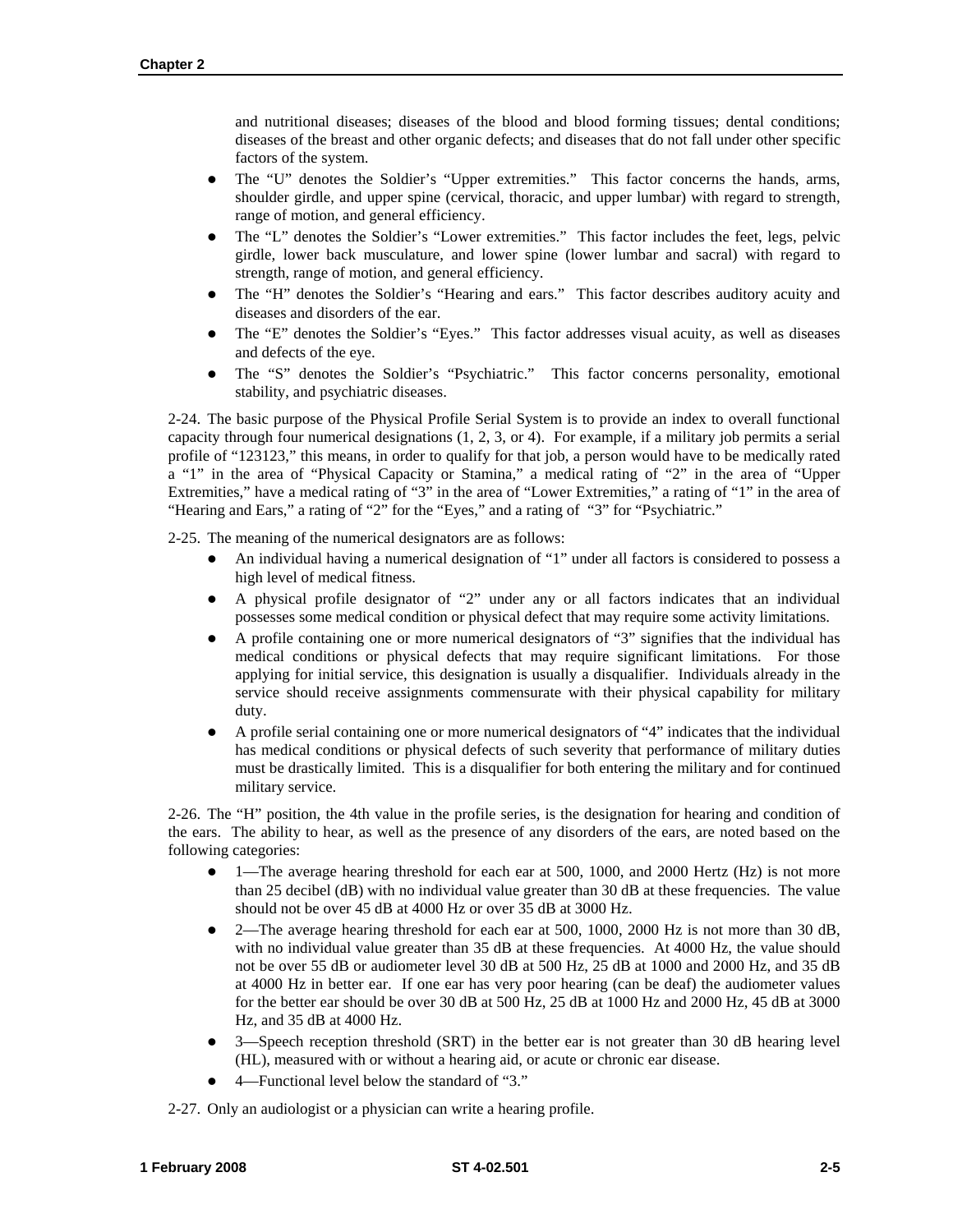and nutritional diseases; diseases of the blood and blood forming tissues; dental conditions; diseases of the breast and other organic defects; and diseases that do not fall under other specific factors of the system.

- The "U" denotes the Soldier's "Upper extremities." This factor concerns the hands, arms, shoulder girdle, and upper spine (cervical, thoracic, and upper lumbar) with regard to strength, range of motion, and general efficiency.
- The "L" denotes the Soldier's "Lower extremities." This factor includes the feet, legs, pelvic girdle, lower back musculature, and lower spine (lower lumbar and sacral) with regard to strength, range of motion, and general efficiency.
- The "H" denotes the Soldier's "Hearing and ears." This factor describes auditory acuity and diseases and disorders of the ear.
- The "E" denotes the Soldier's "Eyes." This factor addresses visual acuity, as well as diseases and defects of the eye.
- The "S" denotes the Soldier's "Psychiatric." This factor concerns personality, emotional stability, and psychiatric diseases.

2-24. The basic purpose of the Physical Profile Serial System is to provide an index to overall functional capacity through four numerical designations (1, 2, 3, or 4). For example, if a military job permits a serial profile of "123123," this means, in order to qualify for that job, a person would have to be medically rated a "1" in the area of "Physical Capacity or Stamina," a medical rating of "2" in the area of "Upper Extremities," have a medical rating of "3" in the area of "Lower Extremities," a rating of "1" in the area of "Hearing and Ears," a rating of "2" for the "Eyes," and a rating of "3" for "Psychiatric."

2-25. The meaning of the numerical designators are as follows:

- An individual having a numerical designation of "1" under all factors is considered to possess a high level of medical fitness.
- A physical profile designator of "2" under any or all factors indicates that an individual possesses some medical condition or physical defect that may require some activity limitations.
- A profile containing one or more numerical designators of "3" signifies that the individual has medical conditions or physical defects that may require significant limitations. For those applying for initial service, this designation is usually a disqualifier. Individuals already in the service should receive assignments commensurate with their physical capability for military duty.
- A profile serial containing one or more numerical designators of "4" indicates that the individual has medical conditions or physical defects of such severity that performance of military duties must be drastically limited. This is a disqualifier for both entering the military and for continued military service.

2-26. The "H" position, the 4th value in the profile series, is the designation for hearing and condition of the ears. The ability to hear, as well as the presence of any disorders of the ears, are noted based on the following categories:

- 1—The average hearing threshold for each ear at 500, 1000, and 2000 Hertz (Hz) is not more than 25 decibel (dB) with no individual value greater than 30 dB at these frequencies. The value should not be over 45 dB at 4000 Hz or over 35 dB at 3000 Hz.
- 2—The average hearing threshold for each ear at 500, 1000, 2000 Hz is not more than 30 dB, with no individual value greater than 35 dB at these frequencies. At 4000 Hz, the value should not be over 55 dB or audiometer level 30 dB at 500 Hz, 25 dB at 1000 and 2000 Hz, and 35 dB at 4000 Hz in better ear. If one ear has very poor hearing (can be deaf) the audiometer values for the better ear should be over 30 dB at 500 Hz, 25 dB at 1000 Hz and 2000 Hz, 45 dB at 3000 Hz, and 35 dB at 4000 Hz.
- 3—Speech reception threshold (SRT) in the better ear is not greater than 30 dB hearing level (HL), measured with or without a hearing aid, or acute or chronic ear disease.
- 4—Functional level below the standard of "3."

2-27. Only an audiologist or a physician can write a hearing profile.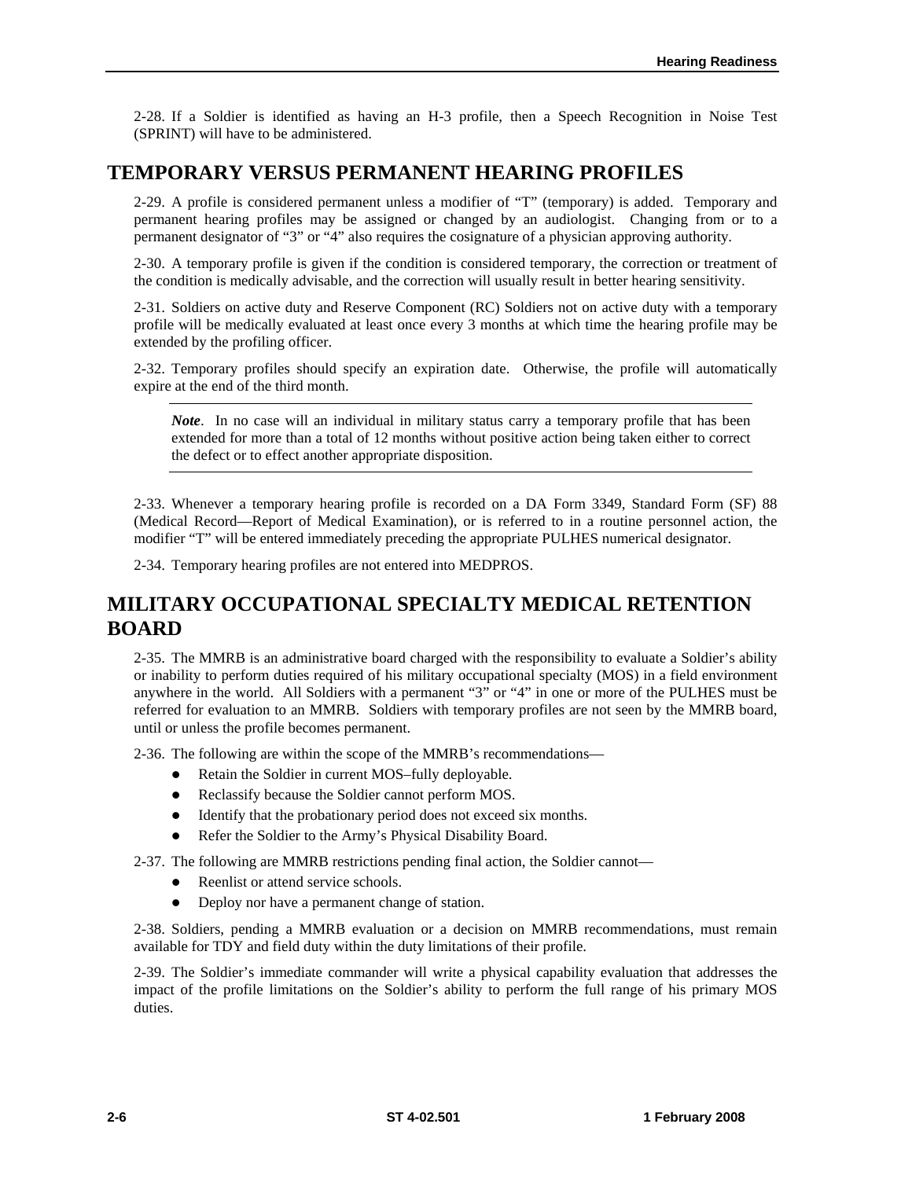2-28. If a Soldier is identified as having an H-3 profile, then a Speech Recognition in Noise Test (SPRINT) will have to be administered.

## TEMPORARY VERSUS PERMANENT HEARING PROFILES

2-29. A profile is considered permanent unless a modifier of "T" (temporary) is added. Temporary and permanent hearing profiles may be assigned or changed by an audiologist. Changing from or to a permanent designator of "3" or "4" also requires the cosignature of a physician approving authority.

2-30. A temporary profile is given if the condition is considered temporary, the correction or treatment of the condition is medically advisable, and the correction will usually result in better hearing sensitivity.

2-31. Soldiers on active duty and Reserve Component (RC) Soldiers not on active duty with a temporary profile will be medically evaluated at least once every 3 months at which time the hearing profile may be extended by the profiling officer.

2-32. Temporary profiles should specify an expiration date. Otherwise, the profile will automatically expire at the end of the third month.

> ***Note***. In no case will an individual in military status carry a temporary profile that has been extended for more than a total of 12 months without positive action being taken either to correct the defect or to effect another appropriate disposition.

2-33. Whenever a temporary hearing profile is recorded on a DA Form 3349, Standard Form (SF) 88 (Medical Record—Report of Medical Examination), or is referred to in a routine personnel action, the modifier "T" will be entered immediately preceding the appropriate PULHES numerical designator.

2-34. Temporary hearing profiles are not entered into MEDPROS.

## MILITARY OCCUPATIONAL SPECIALTY MEDICAL RETENTION BOARD

2-35. The MMRB is an administrative board charged with the responsibility to evaluate a Soldier's ability or inability to perform duties required of his military occupational specialty (MOS) in a field environment anywhere in the world. All Soldiers with a permanent "3" or "4" in one or more of the PULHES must be referred for evaluation to an MMRB. Soldiers with temporary profiles are not seen by the MMRB board, until or unless the profile becomes permanent.

2-36. The following are within the scope of the MMRB's recommendations—

- Retain the Soldier in current MOS–fully deployable.
- Reclassify because the Soldier cannot perform MOS.
- Identify that the probationary period does not exceed six months.
- Refer the Soldier to the Army's Physical Disability Board.

2-37. The following are MMRB restrictions pending final action, the Soldier cannot—

- Reenlist or attend service schools.
- Deploy nor have a permanent change of station.

2-38. Soldiers, pending a MMRB evaluation or a decision on MMRB recommendations, must remain available for TDY and field duty within the duty limitations of their profile.

2-39. The Soldier's immediate commander will write a physical capability evaluation that addresses the impact of the profile limitations on the Soldier's ability to perform the full range of his primary MOS duties.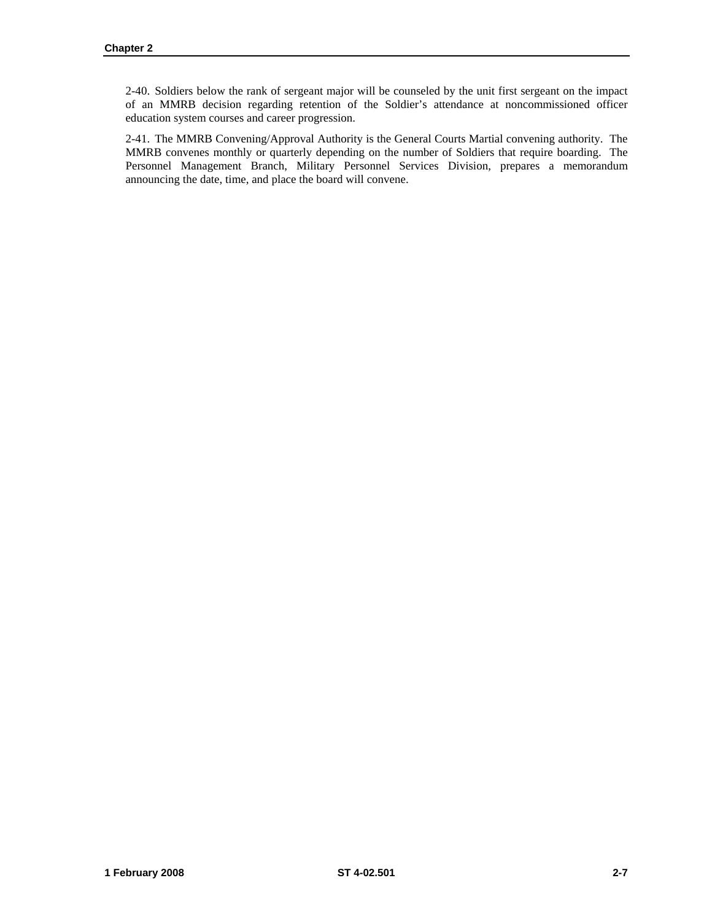2-40. Soldiers below the rank of sergeant major will be counseled by the unit first sergeant on the impact of an MMRB decision regarding retention of the Soldier's attendance at noncommissioned officer education system courses and career progression.

2-41. The MMRB Convening/Approval Authority is the General Courts Martial convening authority. The MMRB convenes monthly or quarterly depending on the number of Soldiers that require boarding. The Personnel Management Branch, Military Personnel Services Division, prepares a memorandum announcing the date, time, and place the board will convene.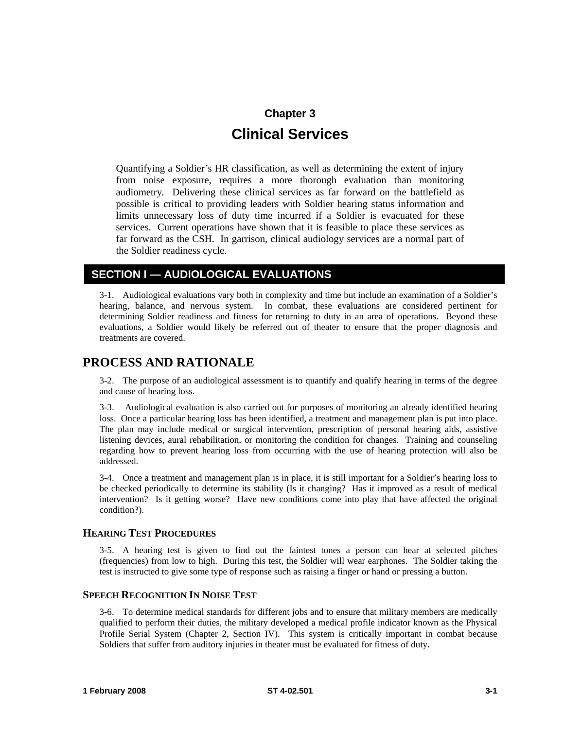# Chapter 3

# Clinical Services

Quantifying a Soldier's HR classification, as well as determining the extent of injury from noise exposure, requires a more thorough evaluation than monitoring audiometry. Delivering these clinical services as far forward on the battlefield as possible is critical to providing leaders with Soldier hearing status information and limits unnecessary loss of duty time incurred if a Soldier is evacuated for these services. Current operations have shown that it is feasible to place these services as far forward as the CSH. In garrison, clinical audiology services are a normal part of the Soldier readiness cycle.

## SECTION I — AUDIOLOGICAL EVALUATIONS

3-1. Audiological evaluations vary both in complexity and time but include an examination of a Soldier's hearing, balance, and nervous system. In combat, these evaluations are considered pertinent for determining Soldier readiness and fitness for returning to duty in an area of operations. Beyond these evaluations, a Soldier would likely be referred out of theater to ensure that the proper diagnosis and treatments are covered.

## PROCESS AND RATIONALE

3-2. The purpose of an audiological assessment is to quantify and qualify hearing in terms of the degree and cause of hearing loss.

3-3. Audiological evaluation is also carried out for purposes of monitoring an already identified hearing loss. Once a particular hearing loss has been identified, a treatment and management plan is put into place. The plan may include medical or surgical intervention, prescription of personal hearing aids, assistive listening devices, aural rehabilitation, or monitoring the condition for changes. Training and counseling regarding how to prevent hearing loss from occurring with the use of hearing protection will also be addressed.

3-4. Once a treatment and management plan is in place, it is still important for a Soldier's hearing loss to be checked periodically to determine its stability (Is it changing? Has it improved as a result of medical intervention? Is it getting worse? Have new conditions come into play that have affected the original condition?).

### HEARING TEST PROCEDURES

3-5. A hearing test is given to find out the faintest tones a person can hear at selected pitches (frequencies) from low to high. During this test, the Soldier will wear earphones. The Soldier taking the test is instructed to give some type of response such as raising a finger or hand or pressing a button.

### SPEECH RECOGNITION IN NOISE TEST

3-6. To determine medical standards for different jobs and to ensure that military members are medically qualified to perform their duties, the military developed a medical profile indicator known as the Physical Profile Serial System (Chapter 2, Section IV). This system is critically important in combat because Soldiers that suffer from auditory injuries in theater must be evaluated for fitness of duty.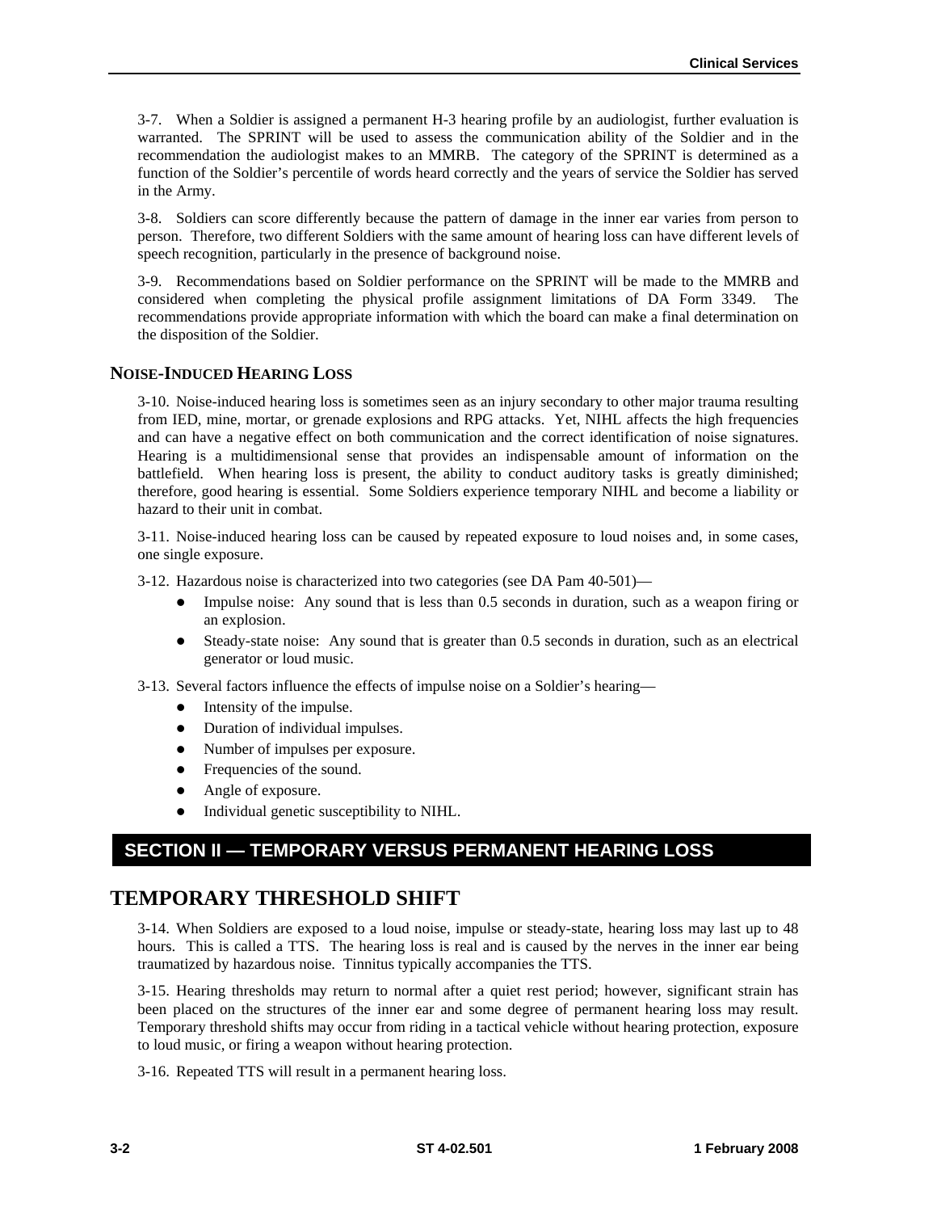3-7. When a Soldier is assigned a permanent H-3 hearing profile by an audiologist, further evaluation is warranted. The SPRINT will be used to assess the communication ability of the Soldier and in the recommendation the audiologist makes to an MMRB. The category of the SPRINT is determined as a function of the Soldier's percentile of words heard correctly and the years of service the Soldier has served in the Army.

3-8. Soldiers can score differently because the pattern of damage in the inner ear varies from person to person. Therefore, two different Soldiers with the same amount of hearing loss can have different levels of speech recognition, particularly in the presence of background noise.

3-9. Recommendations based on Soldier performance on the SPRINT will be made to the MMRB and considered when completing the physical profile assignment limitations of DA Form 3349. The recommendations provide appropriate information with which the board can make a final determination on the disposition of the Soldier.

### NOISE-INDUCED HEARING LOSS

3-10. Noise-induced hearing loss is sometimes seen as an injury secondary to other major trauma resulting from IED, mine, mortar, or grenade explosions and RPG attacks. Yet, NIHL affects the high frequencies and can have a negative effect on both communication and the correct identification of noise signatures. Hearing is a multidimensional sense that provides an indispensable amount of information on the battlefield. When hearing loss is present, the ability to conduct auditory tasks is greatly diminished; therefore, good hearing is essential. Some Soldiers experience temporary NIHL and become a liability or hazard to their unit in combat.

3-11. Noise-induced hearing loss can be caused by repeated exposure to loud noises and, in some cases, one single exposure.

3-12. Hazardous noise is characterized into two categories (see DA Pam 40-501)—

- Impulse noise: Any sound that is less than 0.5 seconds in duration, such as a weapon firing or an explosion.
- Steady-state noise: Any sound that is greater than 0.5 seconds in duration, such as an electrical generator or loud music.

3-13. Several factors influence the effects of impulse noise on a Soldier's hearing—

- Intensity of the impulse.
- Duration of individual impulses.
- Number of impulses per exposure.
- Frequencies of the sound.
- Angle of exposure.
- Individual genetic susceptibility to NIHL.

## SECTION II — TEMPORARY VERSUS PERMANENT HEARING LOSS

## TEMPORARY THRESHOLD SHIFT

3-14. When Soldiers are exposed to a loud noise, impulse or steady-state, hearing loss may last up to 48 hours. This is called a TTS. The hearing loss is real and is caused by the nerves in the inner ear being traumatized by hazardous noise. Tinnitus typically accompanies the TTS.

3-15. Hearing thresholds may return to normal after a quiet rest period; however, significant strain has been placed on the structures of the inner ear and some degree of permanent hearing loss may result. Temporary threshold shifts may occur from riding in a tactical vehicle without hearing protection, exposure to loud music, or firing a weapon without hearing protection.

3-16. Repeated TTS will result in a permanent hearing loss.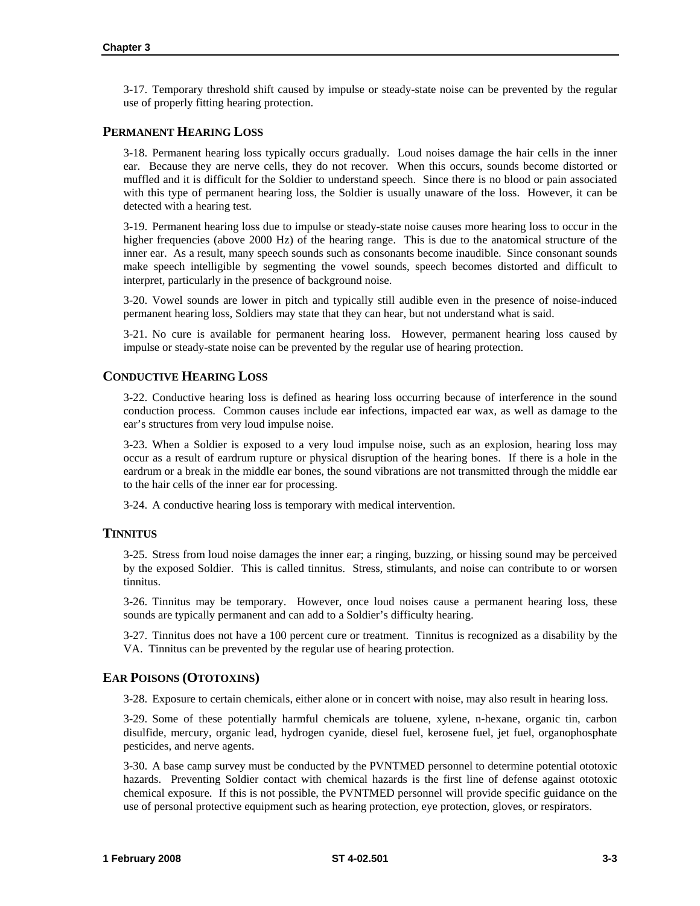3-17. Temporary threshold shift caused by impulse or steady-state noise can be prevented by the regular use of properly fitting hearing protection.

## PERMANENT HEARING LOSS

3-18. Permanent hearing loss typically occurs gradually. Loud noises damage the hair cells in the inner ear. Because they are nerve cells, they do not recover. When this occurs, sounds become distorted or muffled and it is difficult for the Soldier to understand speech. Since there is no blood or pain associated with this type of permanent hearing loss, the Soldier is usually unaware of the loss. However, it can be detected with a hearing test.

3-19. Permanent hearing loss due to impulse or steady-state noise causes more hearing loss to occur in the higher frequencies (above 2000 Hz) of the hearing range. This is due to the anatomical structure of the inner ear. As a result, many speech sounds such as consonants become inaudible. Since consonant sounds make speech intelligible by segmenting the vowel sounds, speech becomes distorted and difficult to interpret, particularly in the presence of background noise.

3-20. Vowel sounds are lower in pitch and typically still audible even in the presence of noise-induced permanent hearing loss, Soldiers may state that they can hear, but not understand what is said.

3-21. No cure is available for permanent hearing loss. However, permanent hearing loss caused by impulse or steady-state noise can be prevented by the regular use of hearing protection.

## CONDUCTIVE HEARING LOSS

3-22. Conductive hearing loss is defined as hearing loss occurring because of interference in the sound conduction process. Common causes include ear infections, impacted ear wax, as well as damage to the ear's structures from very loud impulse noise.

3-23. When a Soldier is exposed to a very loud impulse noise, such as an explosion, hearing loss may occur as a result of eardrum rupture or physical disruption of the hearing bones. If there is a hole in the eardrum or a break in the middle ear bones, the sound vibrations are not transmitted through the middle ear to the hair cells of the inner ear for processing.

3-24. A conductive hearing loss is temporary with medical intervention.

## TINNITUS

3-25. Stress from loud noise damages the inner ear; a ringing, buzzing, or hissing sound may be perceived by the exposed Soldier. This is called tinnitus. Stress, stimulants, and noise can contribute to or worsen tinnitus.

3-26. Tinnitus may be temporary. However, once loud noises cause a permanent hearing loss, these sounds are typically permanent and can add to a Soldier's difficulty hearing.

3-27. Tinnitus does not have a 100 percent cure or treatment. Tinnitus is recognized as a disability by the VA. Tinnitus can be prevented by the regular use of hearing protection.

## EAR POISONS (OTOTOXINS)

3-28. Exposure to certain chemicals, either alone or in concert with noise, may also result in hearing loss.

3-29. Some of these potentially harmful chemicals are toluene, xylene, n-hexane, organic tin, carbon disulfide, mercury, organic lead, hydrogen cyanide, diesel fuel, kerosene fuel, jet fuel, organophosphate pesticides, and nerve agents.

3-30. A base camp survey must be conducted by the PVNTMED personnel to determine potential ototoxic hazards. Preventing Soldier contact with chemical hazards is the first line of defense against ototoxic chemical exposure. If this is not possible, the PVNTMED personnel will provide specific guidance on the use of personal protective equipment such as hearing protection, eye protection, gloves, or respirators.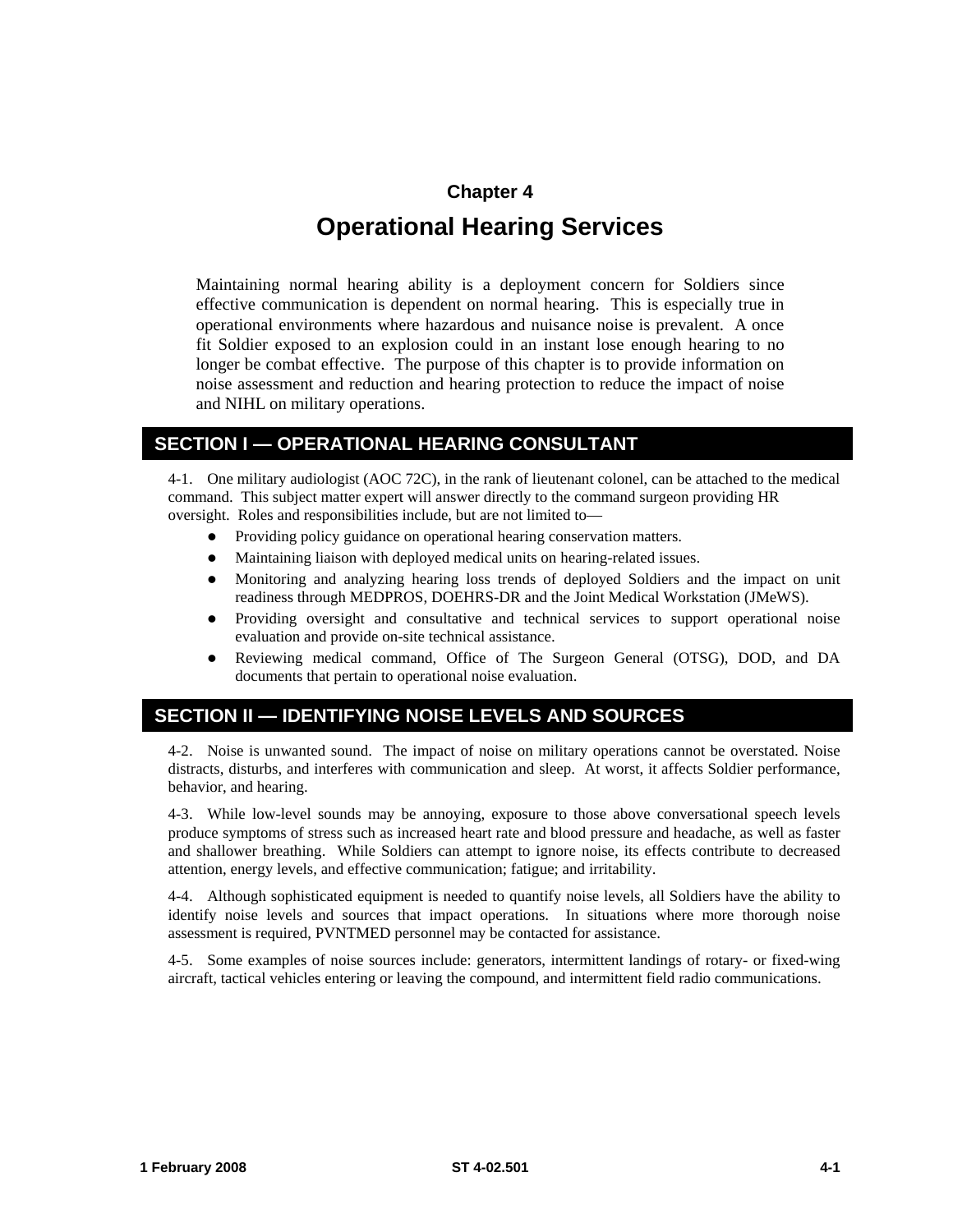# Chapter 4

# Operational Hearing Services

Maintaining normal hearing ability is a deployment concern for Soldiers since effective communication is dependent on normal hearing. This is especially true in operational environments where hazardous and nuisance noise is prevalent. A once fit Soldier exposed to an explosion could in an instant lose enough hearing to no longer be combat effective. The purpose of this chapter is to provide information on noise assessment and reduction and hearing protection to reduce the impact of noise and NIHL on military operations.

## SECTION I — OPERATIONAL HEARING CONSULTANT

4-1. One military audiologist (AOC 72C), in the rank of lieutenant colonel, can be attached to the medical command. This subject matter expert will answer directly to the command surgeon providing HR oversight. Roles and responsibilities include, but are not limited to—

- Providing policy guidance on operational hearing conservation matters.
- Maintaining liaison with deployed medical units on hearing-related issues.
- Monitoring and analyzing hearing loss trends of deployed Soldiers and the impact on unit readiness through MEDPROS, DOEHRS-DR and the Joint Medical Workstation (JMeWS).
- Providing oversight and consultative and technical services to support operational noise evaluation and provide on-site technical assistance.
- Reviewing medical command, Office of The Surgeon General (OTSG), DOD, and DA documents that pertain to operational noise evaluation.

## SECTION II — IDENTIFYING NOISE LEVELS AND SOURCES

4-2. Noise is unwanted sound. The impact of noise on military operations cannot be overstated. Noise distracts, disturbs, and interferes with communication and sleep. At worst, it affects Soldier performance, behavior, and hearing.

4-3. While low-level sounds may be annoying, exposure to those above conversational speech levels produce symptoms of stress such as increased heart rate and blood pressure and headache, as well as faster and shallower breathing. While Soldiers can attempt to ignore noise, its effects contribute to decreased attention, energy levels, and effective communication; fatigue; and irritability.

4-4. Although sophisticated equipment is needed to quantify noise levels, all Soldiers have the ability to identify noise levels and sources that impact operations. In situations where more thorough noise assessment is required, PVNTMED personnel may be contacted for assistance.

4-5. Some examples of noise sources include: generators, intermittent landings of rotary- or fixed-wing aircraft, tactical vehicles entering or leaving the compound, and intermittent field radio communications.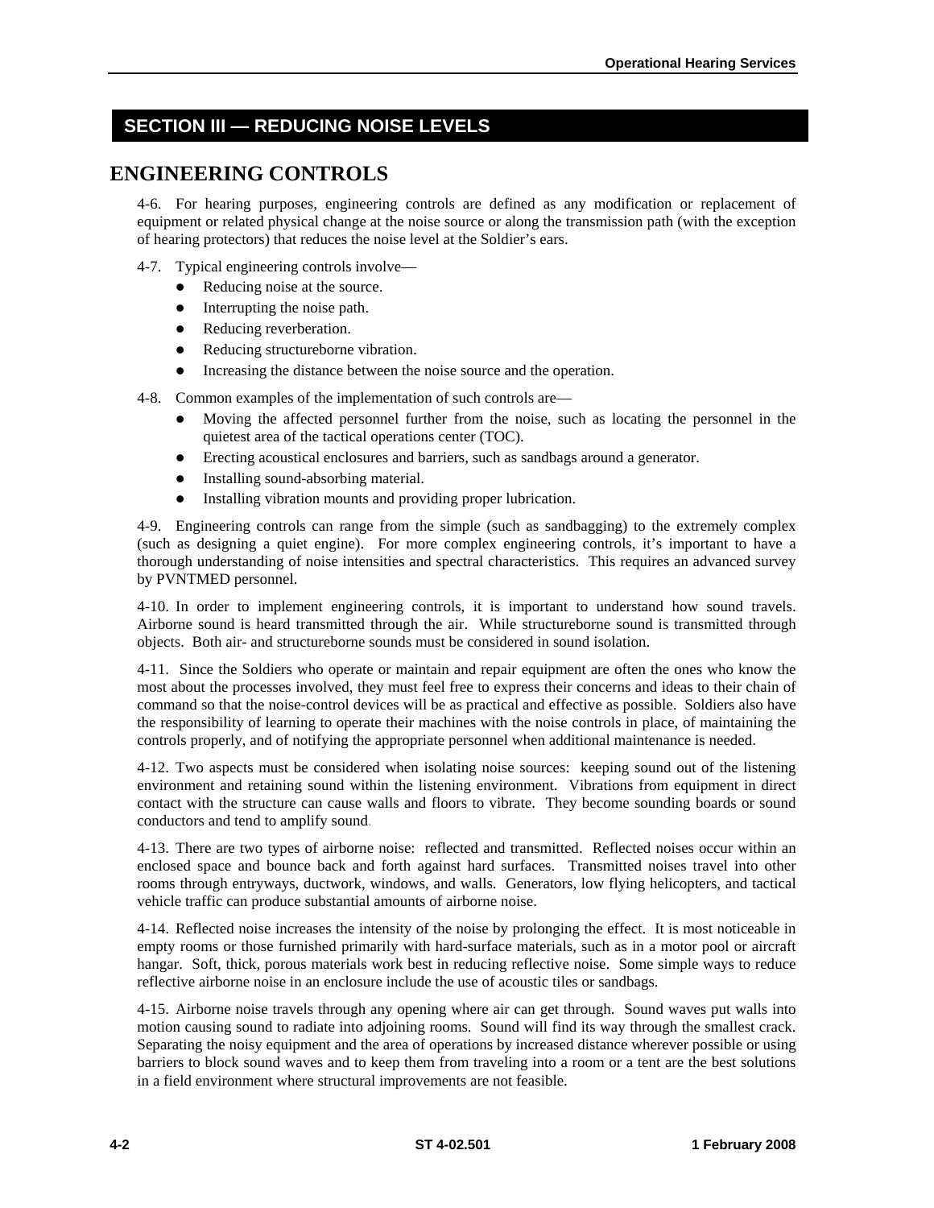## SECTION III — REDUCING NOISE LEVELS

# ENGINEERING CONTROLS

4-6. For hearing purposes, engineering controls are defined as any modification or replacement of equipment or related physical change at the noise source or along the transmission path (with the exception of hearing protectors) that reduces the noise level at the Soldier's ears.

4-7. Typical engineering controls involve—

- Reducing noise at the source.
- Interrupting the noise path.
- Reducing reverberation.
- Reducing structureborne vibration.
- Increasing the distance between the noise source and the operation.

4-8. Common examples of the implementation of such controls are—

- Moving the affected personnel further from the noise, such as locating the personnel in the quietest area of the tactical operations center (TOC).
- Erecting acoustical enclosures and barriers, such as sandbags around a generator.
- Installing sound-absorbing material.
- Installing vibration mounts and providing proper lubrication.

4-9. Engineering controls can range from the simple (such as sandbagging) to the extremely complex (such as designing a quiet engine). For more complex engineering controls, it's important to have a thorough understanding of noise intensities and spectral characteristics. This requires an advanced survey by PVNTMED personnel.

4-10. In order to implement engineering controls, it is important to understand how sound travels. Airborne sound is heard transmitted through the air. While structureborne sound is transmitted through objects. Both air- and structureborne sounds must be considered in sound isolation.

4-11. Since the Soldiers who operate or maintain and repair equipment are often the ones who know the most about the processes involved, they must feel free to express their concerns and ideas to their chain of command so that the noise-control devices will be as practical and effective as possible. Soldiers also have the responsibility of learning to operate their machines with the noise controls in place, of maintaining the controls properly, and of notifying the appropriate personnel when additional maintenance is needed.

4-12. Two aspects must be considered when isolating noise sources: keeping sound out of the listening environment and retaining sound within the listening environment. Vibrations from equipment in direct contact with the structure can cause walls and floors to vibrate. They become sounding boards or sound conductors and tend to amplify sound.

4-13. There are two types of airborne noise: reflected and transmitted. Reflected noises occur within an enclosed space and bounce back and forth against hard surfaces. Transmitted noises travel into other rooms through entryways, ductwork, windows, and walls. Generators, low flying helicopters, and tactical vehicle traffic can produce substantial amounts of airborne noise.

4-14. Reflected noise increases the intensity of the noise by prolonging the effect. It is most noticeable in empty rooms or those furnished primarily with hard-surface materials, such as in a motor pool or aircraft hangar. Soft, thick, porous materials work best in reducing reflective noise. Some simple ways to reduce reflective airborne noise in an enclosure include the use of acoustic tiles or sandbags.

4-15. Airborne noise travels through any opening where air can get through. Sound waves put walls into motion causing sound to radiate into adjoining rooms. Sound will find its way through the smallest crack. Separating the noisy equipment and the area of operations by increased distance wherever possible or using barriers to block sound waves and to keep them from traveling into a room or a tent are the best solutions in a field environment where structural improvements are not feasible.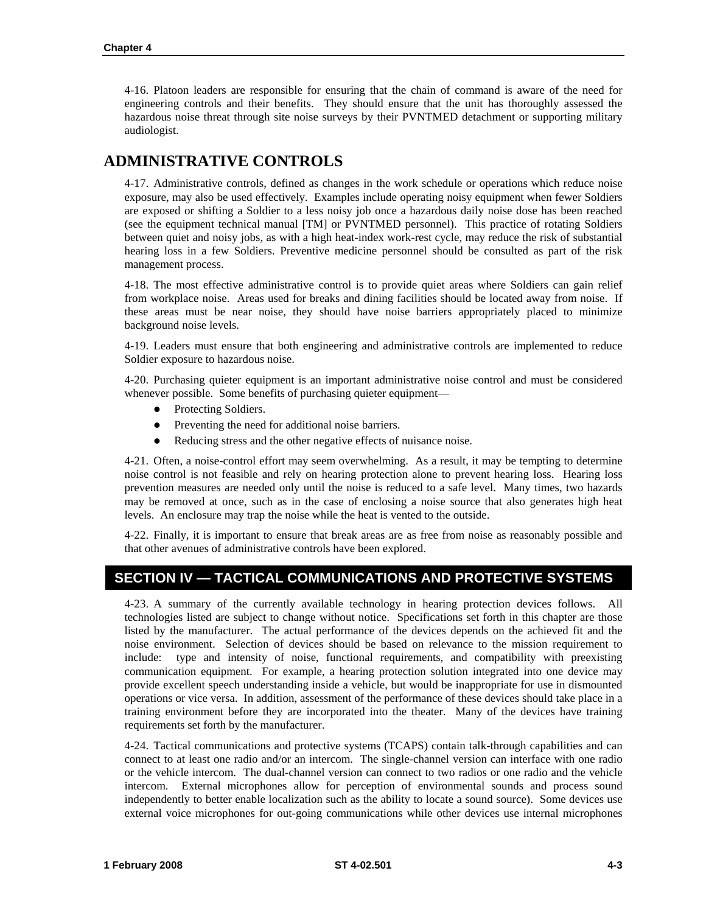4-16. Platoon leaders are responsible for ensuring that the chain of command is aware of the need for engineering controls and their benefits. They should ensure that the unit has thoroughly assessed the hazardous noise threat through site noise surveys by their PVNTMED detachment or supporting military audiologist.

## ADMINISTRATIVE CONTROLS

4-17. Administrative controls, defined as changes in the work schedule or operations which reduce noise exposure, may also be used effectively. Examples include operating noisy equipment when fewer Soldiers are exposed or shifting a Soldier to a less noisy job once a hazardous daily noise dose has been reached (see the equipment technical manual [TM] or PVNTMED personnel). This practice of rotating Soldiers between quiet and noisy jobs, as with a high heat-index work-rest cycle, may reduce the risk of substantial hearing loss in a few Soldiers. Preventive medicine personnel should be consulted as part of the risk management process.

4-18. The most effective administrative control is to provide quiet areas where Soldiers can gain relief from workplace noise. Areas used for breaks and dining facilities should be located away from noise. If these areas must be near noise, they should have noise barriers appropriately placed to minimize background noise levels.

4-19. Leaders must ensure that both engineering and administrative controls are implemented to reduce Soldier exposure to hazardous noise.

4-20. Purchasing quieter equipment is an important administrative noise control and must be considered whenever possible. Some benefits of purchasing quieter equipment—

- Protecting Soldiers.
- Preventing the need for additional noise barriers.
- Reducing stress and the other negative effects of nuisance noise.

4-21. Often, a noise-control effort may seem overwhelming. As a result, it may be tempting to determine noise control is not feasible and rely on hearing protection alone to prevent hearing loss. Hearing loss prevention measures are needed only until the noise is reduced to a safe level. Many times, two hazards may be removed at once, such as in the case of enclosing a noise source that also generates high heat levels. An enclosure may trap the noise while the heat is vented to the outside.

4-22. Finally, it is important to ensure that break areas are as free from noise as reasonably possible and that other avenues of administrative controls have been explored.

## SECTION IV — TACTICAL COMMUNICATIONS AND PROTECTIVE SYSTEMS

4-23. A summary of the currently available technology in hearing protection devices follows. All technologies listed are subject to change without notice. Specifications set forth in this chapter are those listed by the manufacturer. The actual performance of the devices depends on the achieved fit and the noise environment. Selection of devices should be based on relevance to the mission requirement to include: type and intensity of noise, functional requirements, and compatibility with preexisting communication equipment. For example, a hearing protection solution integrated into one device may provide excellent speech understanding inside a vehicle, but would be inappropriate for use in dismounted operations or vice versa. In addition, assessment of the performance of these devices should take place in a training environment before they are incorporated into the theater. Many of the devices have training requirements set forth by the manufacturer.

4-24. Tactical communications and protective systems (TCAPS) contain talk-through capabilities and can connect to at least one radio and/or an intercom. The single-channel version can interface with one radio or the vehicle intercom. The dual-channel version can connect to two radios or one radio and the vehicle intercom. External microphones allow for perception of environmental sounds and process sound independently to better enable localization such as the ability to locate a sound source). Some devices use external voice microphones for out-going communications while other devices use internal microphones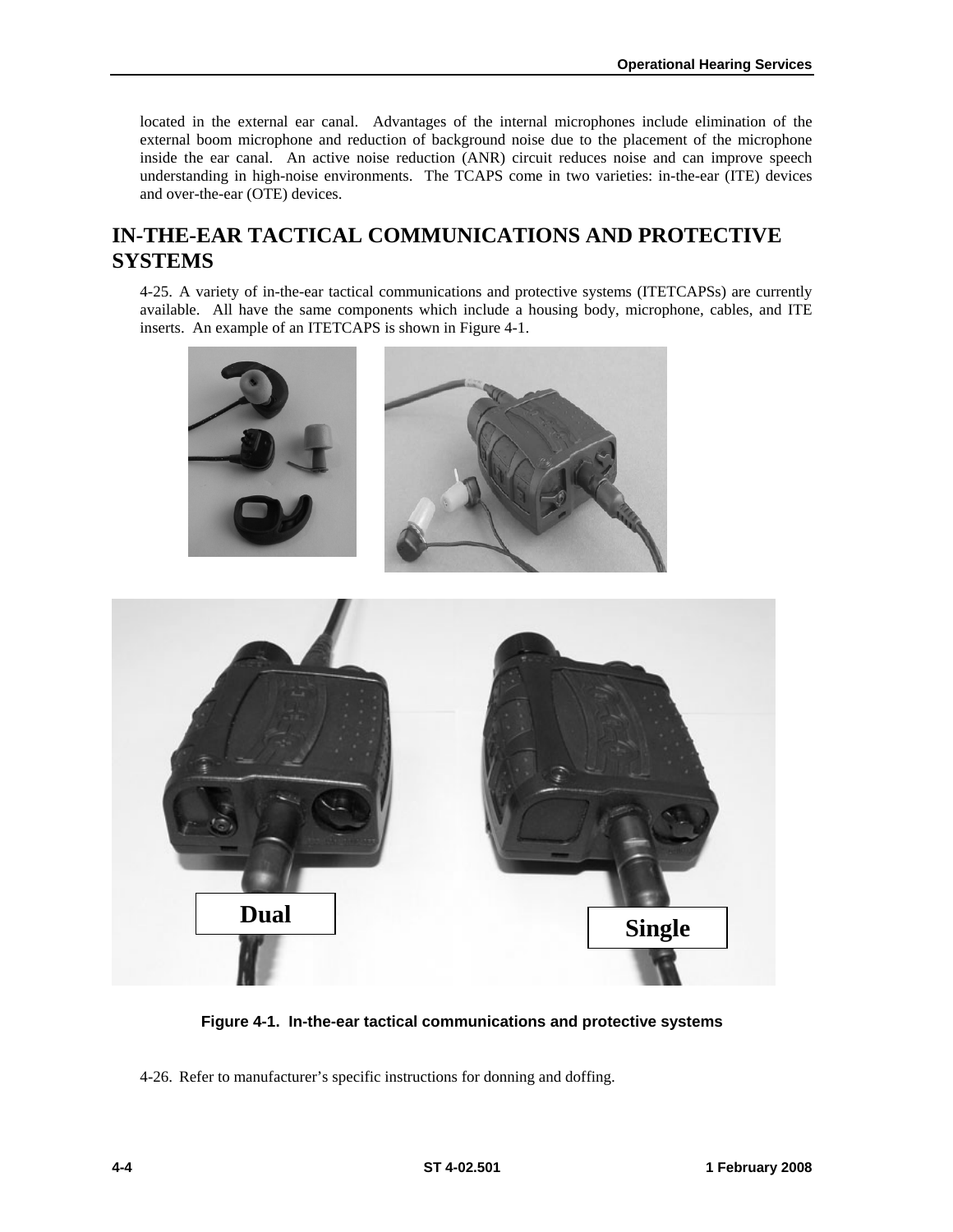located in the external ear canal. Advantages of the internal microphones include elimination of the external boom microphone and reduction of background noise due to the placement of the microphone inside the ear canal. An active noise reduction (ANR) circuit reduces noise and can improve speech understanding in high-noise environments. The TCAPS come in two varieties: in-the-ear (ITE) devices and over-the-ear (OTE) devices.

## IN-THE-EAR TACTICAL COMMUNICATIONS AND PROTECTIVE SYSTEMS

4-25. A variety of in-the-ear tactical communications and protective systems (ITETCAPSs) are currently available. All have the same components which include a housing body, microphone, cables, and ITE inserts. An example of an ITETCAPS is shown in Figure 4-1.

**Figure 4-1. In-the-ear tactical communications and protective systems**

4-26. Refer to manufacturer's specific instructions for donning and doffing.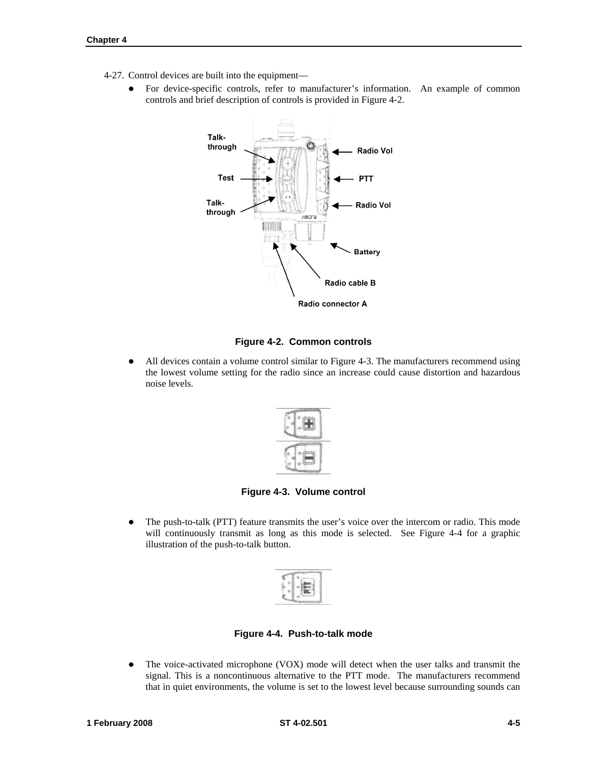4-27. Control devices are built into the equipment—

- For device-specific controls, refer to manufacturer's information. An example of common controls and brief description of controls is provided in Figure 4-2.

**Figure 4-2. Common controls**

- All devices contain a volume control similar to Figure 4-3. The manufacturers recommend using the lowest volume setting for the radio since an increase could cause distortion and hazardous noise levels.

**Figure 4-3. Volume control**

- The push-to-talk (PTT) feature transmits the user's voice over the intercom or radio. This mode will continuously transmit as long as this mode is selected. See Figure 4-4 for a graphic illustration of the push-to-talk button.

**Figure 4-4. Push-to-talk mode**

- The voice-activated microphone (VOX) mode will detect when the user talks and transmit the signal. This is a noncontinuous alternative to the PTT mode. The manufacturers recommend that in quiet environments, the volume is set to the lowest level because surrounding sounds can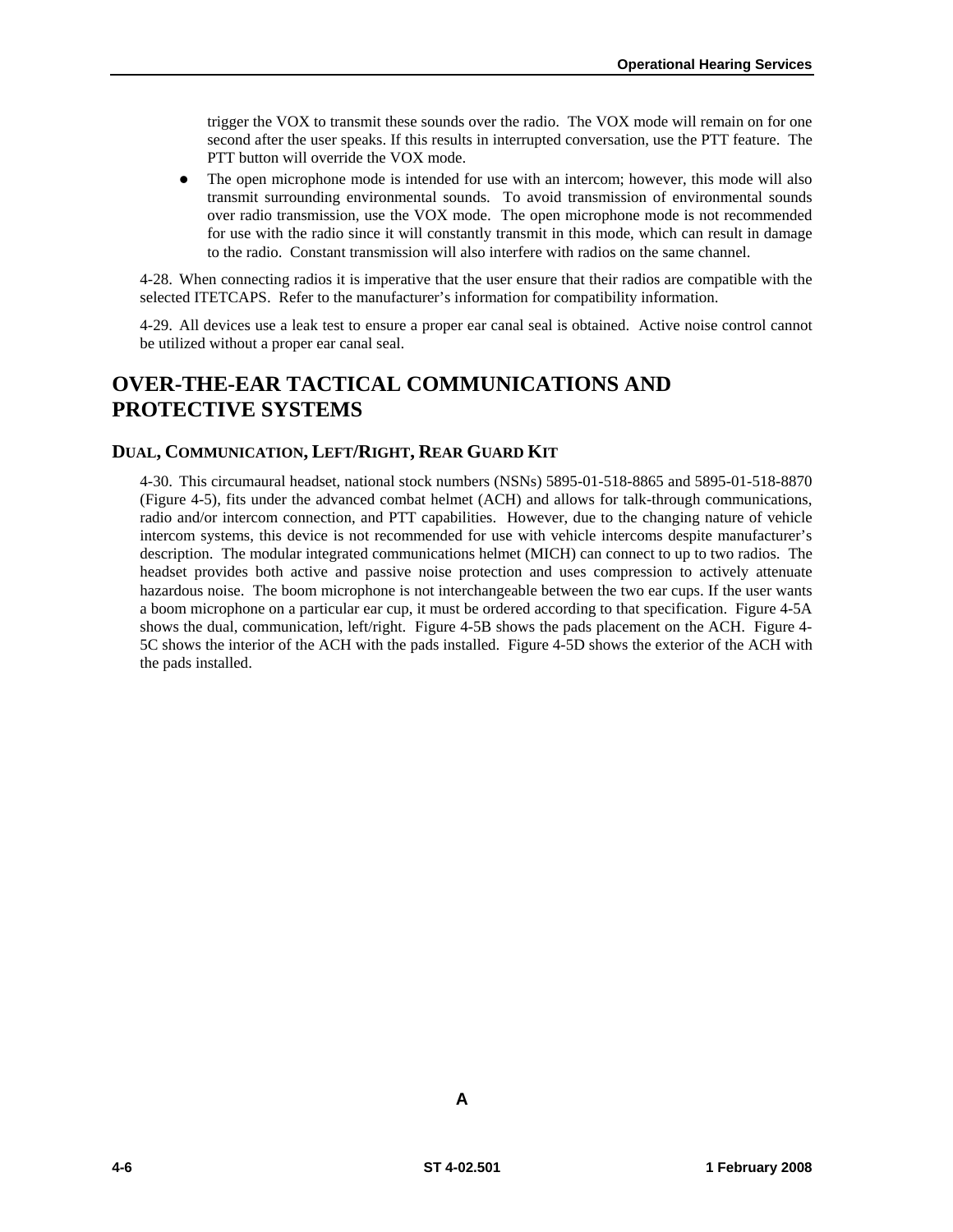trigger the VOX to transmit these sounds over the radio. The VOX mode will remain on for one second after the user speaks. If this results in interrupted conversation, use the PTT feature. The PTT button will override the VOX mode.

- The open microphone mode is intended for use with an intercom; however, this mode will also transmit surrounding environmental sounds. To avoid transmission of environmental sounds over radio transmission, use the VOX mode. The open microphone mode is not recommended for use with the radio since it will constantly transmit in this mode, which can result in damage to the radio. Constant transmission will also interfere with radios on the same channel.

4-28. When connecting radios it is imperative that the user ensure that their radios are compatible with the selected ITETCAPS. Refer to the manufacturer's information for compatibility information.

4-29. All devices use a leak test to ensure a proper ear canal seal is obtained. Active noise control cannot be utilized without a proper ear canal seal.

# OVER-THE-EAR TACTICAL COMMUNICATIONS AND PROTECTIVE SYSTEMS

## DUAL, COMMUNICATION, LEFT/RIGHT, REAR GUARD KIT

4-30. This circumaural headset, national stock numbers (NSNs) 5895-01-518-8865 and 5895-01-518-8870 (Figure 4-5), fits under the advanced combat helmet (ACH) and allows for talk-through communications, radio and/or intercom connection, and PTT capabilities. However, due to the changing nature of vehicle intercom systems, this device is not recommended for use with vehicle intercoms despite manufacturer's description. The modular integrated communications helmet (MICH) can connect to up to two radios. The headset provides both active and passive noise protection and uses compression to actively attenuate hazardous noise. The boom microphone is not interchangeable between the two ear cups. If the user wants a boom microphone on a particular ear cup, it must be ordered according to that specification. Figure 4-5A shows the dual, communication, left/right. Figure 4-5B shows the pads placement on the ACH. Figure 4-5C shows the interior of the ACH with the pads installed. Figure 4-5D shows the exterior of the ACH with the pads installed.

A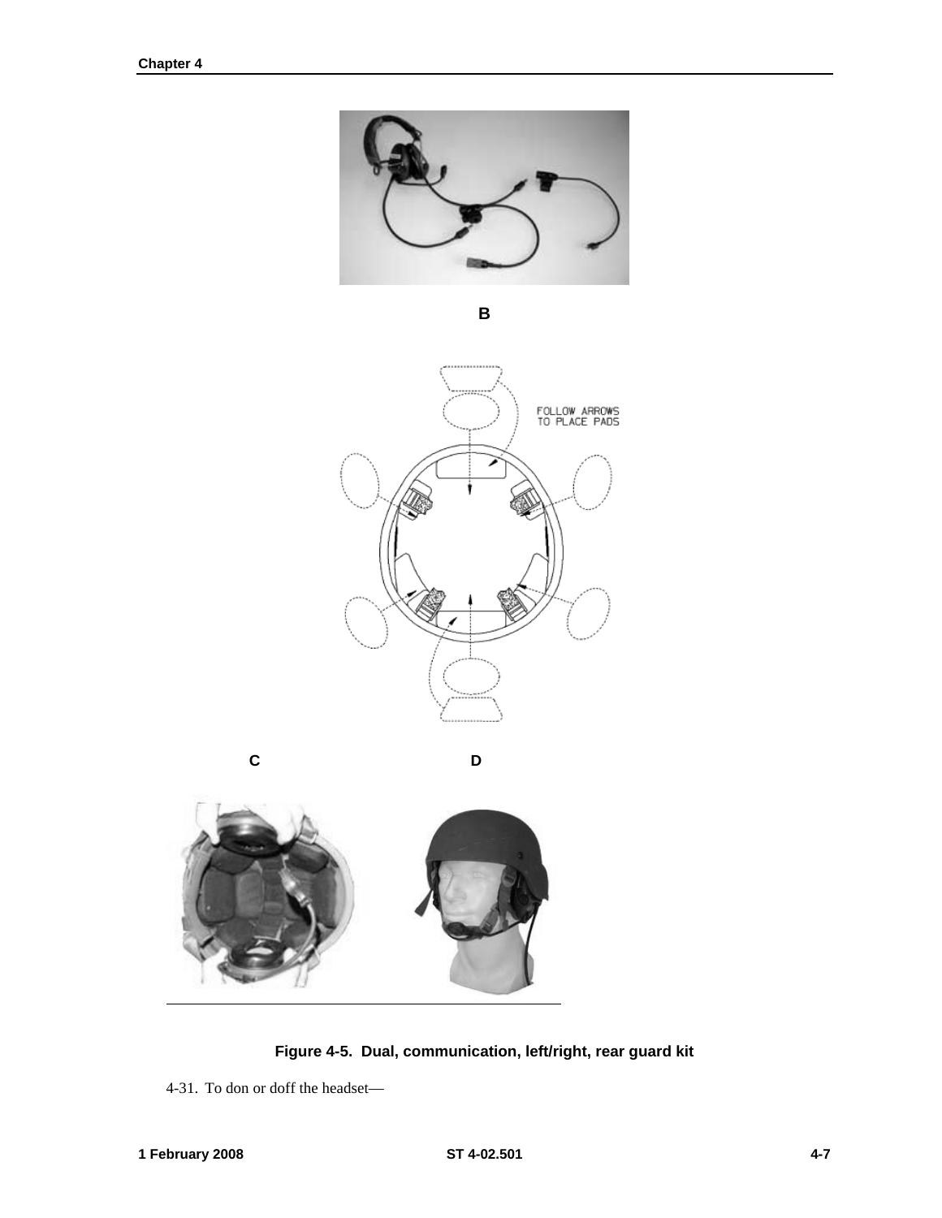B

FOLLOW ARROWS TO PLACE PADS

C D

**Figure 4-5. Dual, communication, left/right, rear guard kit**

4-31. To don or doff the headset—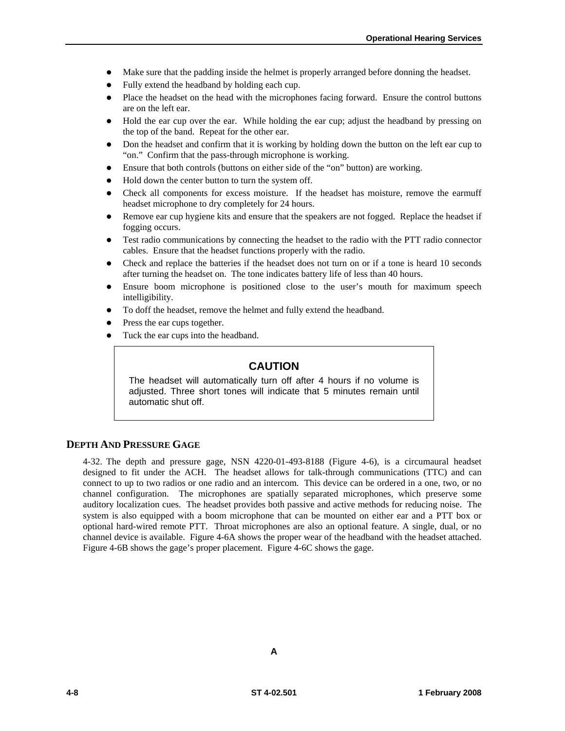- Make sure that the padding inside the helmet is properly arranged before donning the headset.
- Fully extend the headband by holding each cup.
- Place the headset on the head with the microphones facing forward. Ensure the control buttons are on the left ear.
- Hold the ear cup over the ear. While holding the ear cup; adjust the headband by pressing on the top of the band. Repeat for the other ear.
- Don the headset and confirm that it is working by holding down the button on the left ear cup to “on.” Confirm that the pass-through microphone is working.
- Ensure that both controls (buttons on either side of the “on” button) are working.
- Hold down the center button to turn the system off.
- Check all components for excess moisture. If the headset has moisture, remove the earmuff headset microphone to dry completely for 24 hours.
- Remove ear cup hygiene kits and ensure that the speakers are not fogged. Replace the headset if fogging occurs.
- Test radio communications by connecting the headset to the radio with the PTT radio connector cables. Ensure that the headset functions properly with the radio.
- Check and replace the batteries if the headset does not turn on or if a tone is heard 10 seconds after turning the headset on. The tone indicates battery life of less than 40 hours.
- Ensure boom microphone is positioned close to the user’s mouth for maximum speech intelligibility.
- To doff the headset, remove the helmet and fully extend the headband.
- Press the ear cups together.
- Tuck the ear cups into the headband.

> **CAUTION**
>
> The headset will automatically turn off after 4 hours if no volume is adjusted. Three short tones will indicate that 5 minutes remain until automatic shut off.

## DEPTH AND PRESSURE GAGE

4-32. The depth and pressure gage, NSN 4220-01-493-8188 (Figure 4-6), is a circumaural headset designed to fit under the ACH. The headset allows for talk-through communications (TTC) and can connect to up to two radios or one radio and an intercom. This device can be ordered in a one, two, or no channel configuration. The microphones are spatially separated microphones, which preserve some auditory localization cues. The headset provides both passive and active methods for reducing noise. The system is also equipped with a boom microphone that can be mounted on either ear and a PTT box or optional hard-wired remote PTT. Throat microphones are also an optional feature. A single, dual, or no channel device is available. Figure 4-6A shows the proper wear of the headband with the headset attached. Figure 4-6B shows the gage’s proper placement. Figure 4-6C shows the gage.

A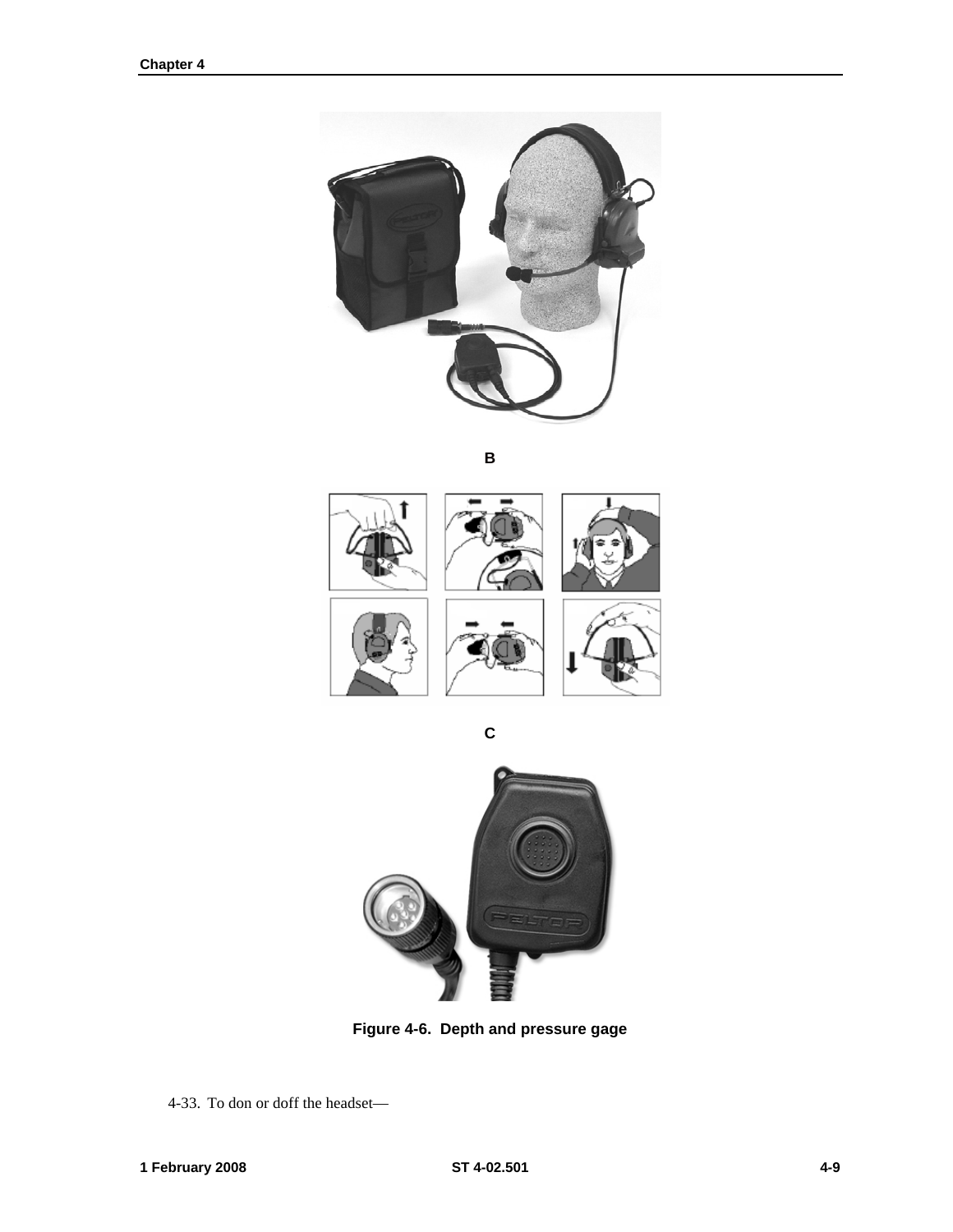B

C

Figure 4-6. Depth and pressure gage

4-33. To don or doff the headset—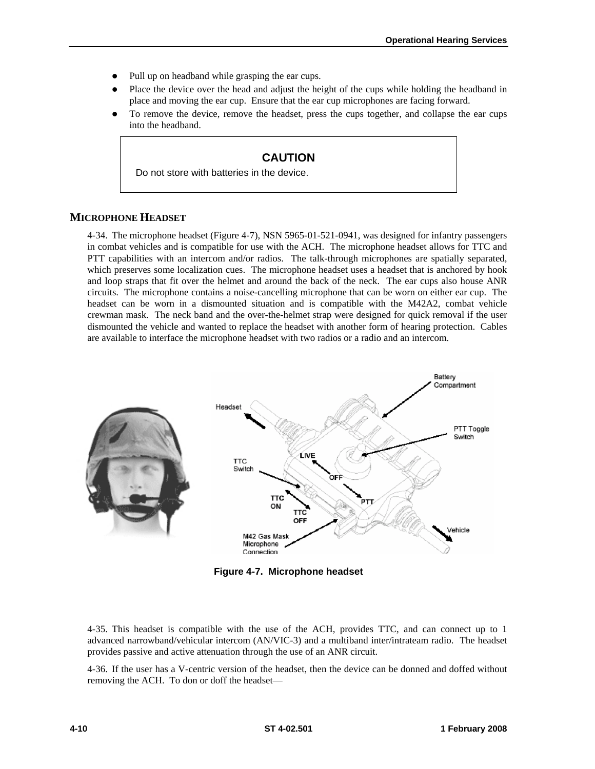- Pull up on headband while grasping the ear cups.
- Place the device over the head and adjust the height of the cups while holding the headband in place and moving the ear cup. Ensure that the ear cup microphones are facing forward.
- To remove the device, remove the headset, press the cups together, and collapse the ear cups into the headband.

> **CAUTION**
>
> Do not store with batteries in the device.

## MICROPHONE HEADSET

4-34. The microphone headset (Figure 4-7), NSN 5965-01-521-0941, was designed for infantry passengers in combat vehicles and is compatible for use with the ACH. The microphone headset allows for TTC and PTT capabilities with an intercom and/or radios. The talk-through microphones are spatially separated, which preserves some localization cues. The microphone headset uses a headset that is anchored by hook and loop straps that fit over the helmet and around the back of the neck. The ear cups also house ANR circuits. The microphone contains a noise-cancelling microphone that can be worn on either ear cup. The headset can be worn in a dismounted situation and is compatible with the M42A2, combat vehicle crewman mask. The neck band and the over-the-helmet strap were designed for quick removal if the user dismounted the vehicle and wanted to replace the headset with another form of hearing protection. Cables are available to interface the microphone headset with two radios or a radio and an intercom.

**Figure 4-7. Microphone headset**

4-35. This headset is compatible with the use of the ACH, provides TTC, and can connect up to 1 advanced narrowband/vehicular intercom (AN/VIC-3) and a multiband inter/intrateam radio. The headset provides passive and active attenuation through the use of an ANR circuit.

4-36. If the user has a V-centric version of the headset, then the device can be donned and doffed without removing the ACH. To don or doff the headset—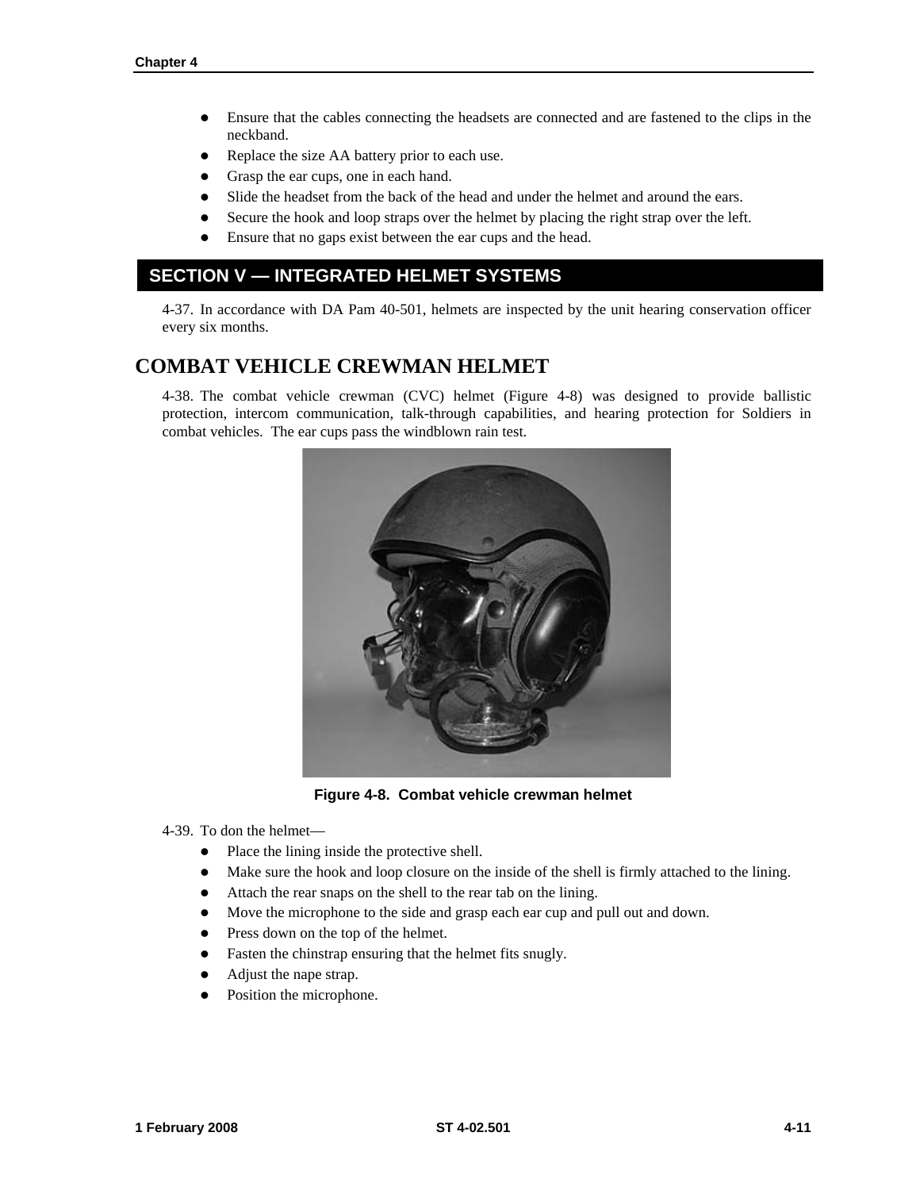- Ensure that the cables connecting the headsets are connected and are fastened to the clips in the neckband.
- Replace the size AA battery prior to each use.
- Grasp the ear cups, one in each hand.
- Slide the headset from the back of the head and under the helmet and around the ears.
- Secure the hook and loop straps over the helmet by placing the right strap over the left.
- Ensure that no gaps exist between the ear cups and the head.

## SECTION V — INTEGRATED HELMET SYSTEMS

4-37. In accordance with DA Pam 40-501, helmets are inspected by the unit hearing conservation officer every six months.

## COMBAT VEHICLE CREWMAN HELMET

4-38. The combat vehicle crewman (CVC) helmet (Figure 4-8) was designed to provide ballistic protection, intercom communication, talk-through capabilities, and hearing protection for Soldiers in combat vehicles. The ear cups pass the windblown rain test.

**Figure 4-8. Combat vehicle crewman helmet**

4-39. To don the helmet—

- Place the lining inside the protective shell.
- Make sure the hook and loop closure on the inside of the shell is firmly attached to the lining.
- Attach the rear snaps on the shell to the rear tab on the lining.
- Move the microphone to the side and grasp each ear cup and pull out and down.
- Press down on the top of the helmet.
- Fasten the chinstrap ensuring that the helmet fits snugly.
- Adjust the nape strap.
- Position the microphone.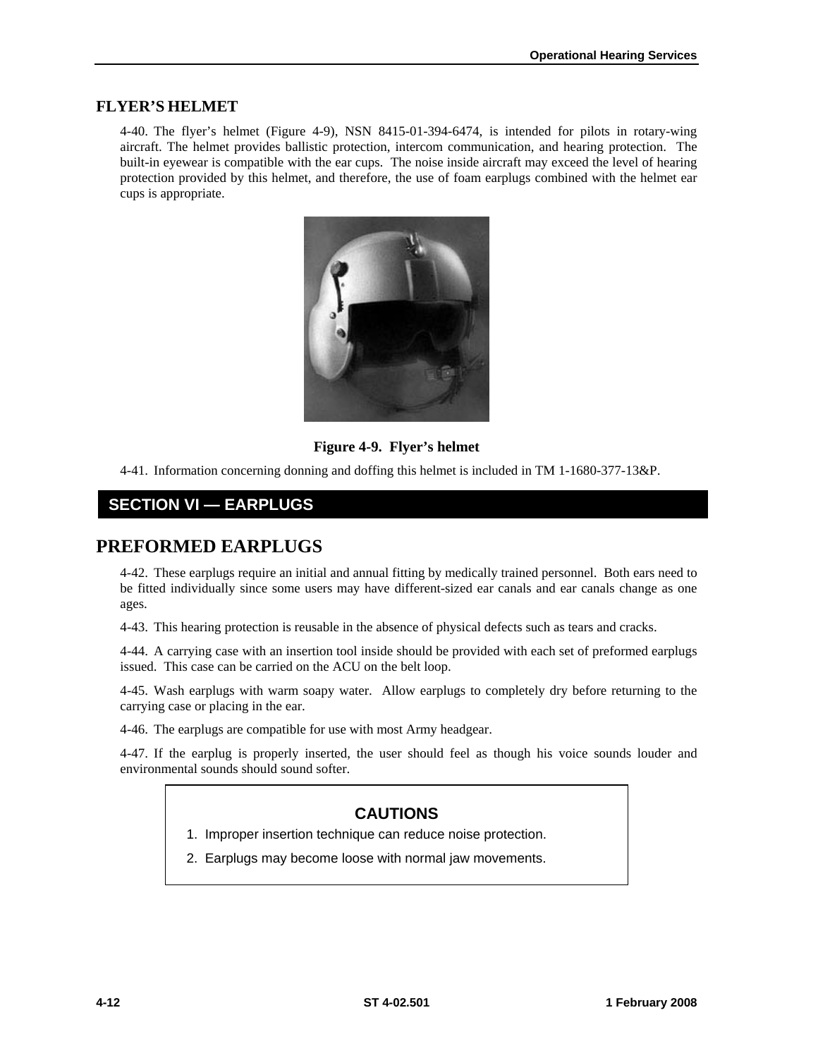## FLYER'S HELMET

4-40. The flyer's helmet (Figure 4-9), NSN 8415-01-394-6474, is intended for pilots in rotary-wing aircraft. The helmet provides ballistic protection, intercom communication, and hearing protection. The built-in eyewear is compatible with the ear cups. The noise inside aircraft may exceed the level of hearing protection provided by this helmet, and therefore, the use of foam earplugs combined with the helmet ear cups is appropriate.

**Figure 4-9. Flyer's helmet**

4-41. Information concerning donning and doffing this helmet is included in TM 1-1680-377-13&P.

# SECTION VI — EARPLUGS

## PREFORMED EARPLUGS

4-42. These earplugs require an initial and annual fitting by medically trained personnel. Both ears need to be fitted individually since some users may have different-sized ear canals and ear canals change as one ages.

4-43. This hearing protection is reusable in the absence of physical defects such as tears and cracks.

4-44. A carrying case with an insertion tool inside should be provided with each set of preformed earplugs issued. This case can be carried on the ACU on the belt loop.

4-45. Wash earplugs with warm soapy water. Allow earplugs to completely dry before returning to the carrying case or placing in the ear.

4-46. The earplugs are compatible for use with most Army headgear.

4-47. If the earplug is properly inserted, the user should feel as though his voice sounds louder and environmental sounds should sound softer.

**CAUTIONS**

1. Improper insertion technique can reduce noise protection.
2. Earplugs may become loose with normal jaw movements.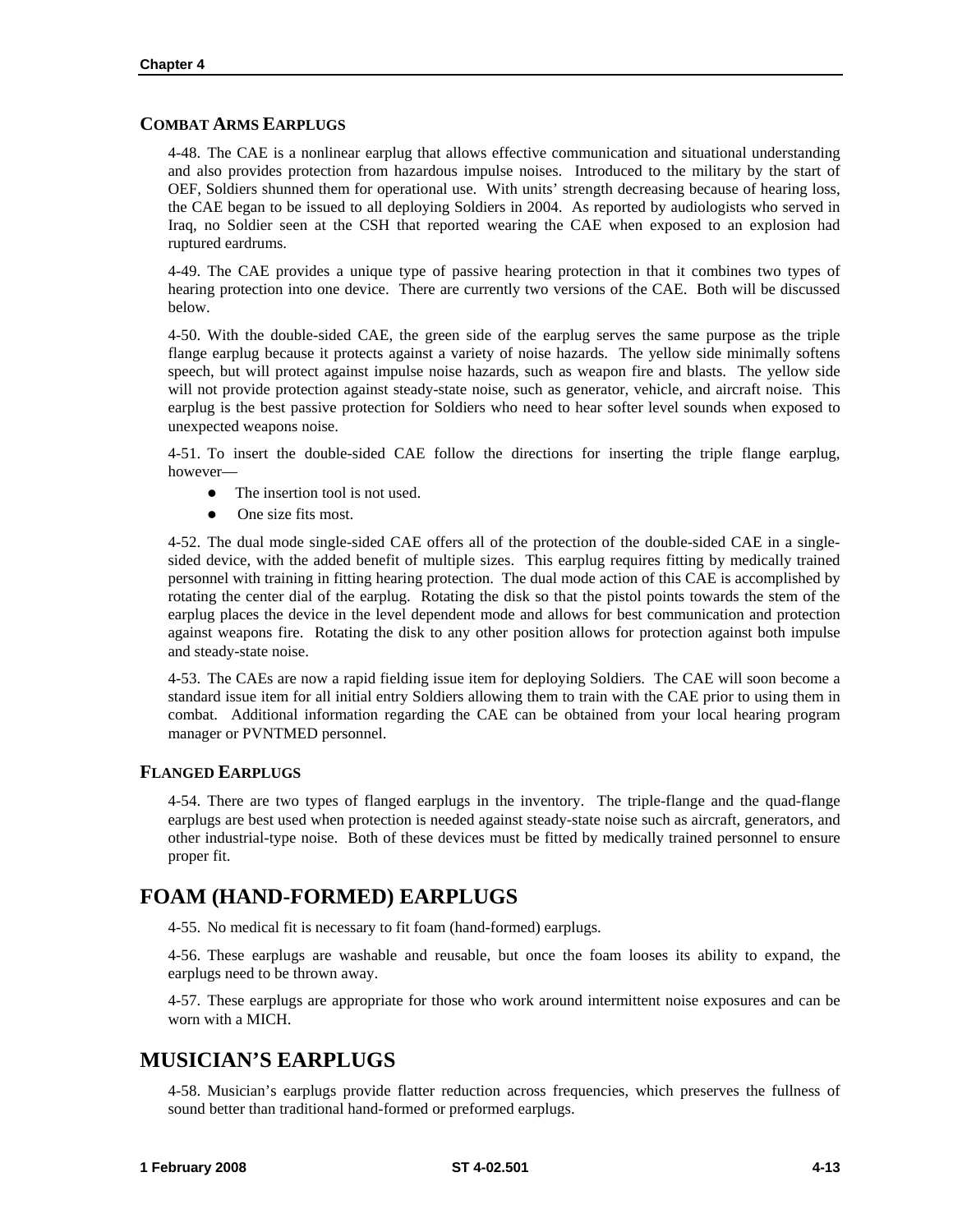### COMBAT ARMS EARPLUGS

4-48. The CAE is a nonlinear earplug that allows effective communication and situational understanding and also provides protection from hazardous impulse noises. Introduced to the military by the start of OEF, Soldiers shunned them for operational use. With units' strength decreasing because of hearing loss, the CAE began to be issued to all deploying Soldiers in 2004. As reported by audiologists who served in Iraq, no Soldier seen at the CSH that reported wearing the CAE when exposed to an explosion had ruptured eardrums.

4-49. The CAE provides a unique type of passive hearing protection in that it combines two types of hearing protection into one device. There are currently two versions of the CAE. Both will be discussed below.

4-50. With the double-sided CAE, the green side of the earplug serves the same purpose as the triple flange earplug because it protects against a variety of noise hazards. The yellow side minimally softens speech, but will protect against impulse noise hazards, such as weapon fire and blasts. The yellow side will not provide protection against steady-state noise, such as generator, vehicle, and aircraft noise. This earplug is the best passive protection for Soldiers who need to hear softer level sounds when exposed to unexpected weapons noise.

4-51. To insert the double-sided CAE follow the directions for inserting the triple flange earplug, however—

- The insertion tool is not used.
- One size fits most.

4-52. The dual mode single-sided CAE offers all of the protection of the double-sided CAE in a single-sided device, with the added benefit of multiple sizes. This earplug requires fitting by medically trained personnel with training in fitting hearing protection. The dual mode action of this CAE is accomplished by rotating the center dial of the earplug. Rotating the disk so that the pistol points towards the stem of the earplug places the device in the level dependent mode and allows for best communication and protection against weapons fire. Rotating the disk to any other position allows for protection against both impulse and steady-state noise.

4-53. The CAEs are now a rapid fielding issue item for deploying Soldiers. The CAE will soon become a standard issue item for all initial entry Soldiers allowing them to train with the CAE prior to using them in combat. Additional information regarding the CAE can be obtained from your local hearing program manager or PVNTMED personnel.

### FLANGED EARPLUGS

4-54. There are two types of flanged earplugs in the inventory. The triple-flange and the quad-flange earplugs are best used when protection is needed against steady-state noise such as aircraft, generators, and other industrial-type noise. Both of these devices must be fitted by medically trained personnel to ensure proper fit.

## FOAM (HAND-FORMED) EARPLUGS

4-55. No medical fit is necessary to fit foam (hand-formed) earplugs.

4-56. These earplugs are washable and reusable, but once the foam looses its ability to expand, the earplugs need to be thrown away.

4-57. These earplugs are appropriate for those who work around intermittent noise exposures and can be worn with a MICH.

## MUSICIAN'S EARPLUGS

4-58. Musician's earplugs provide flatter reduction across frequencies, which preserves the fullness of sound better than traditional hand-formed or preformed earplugs.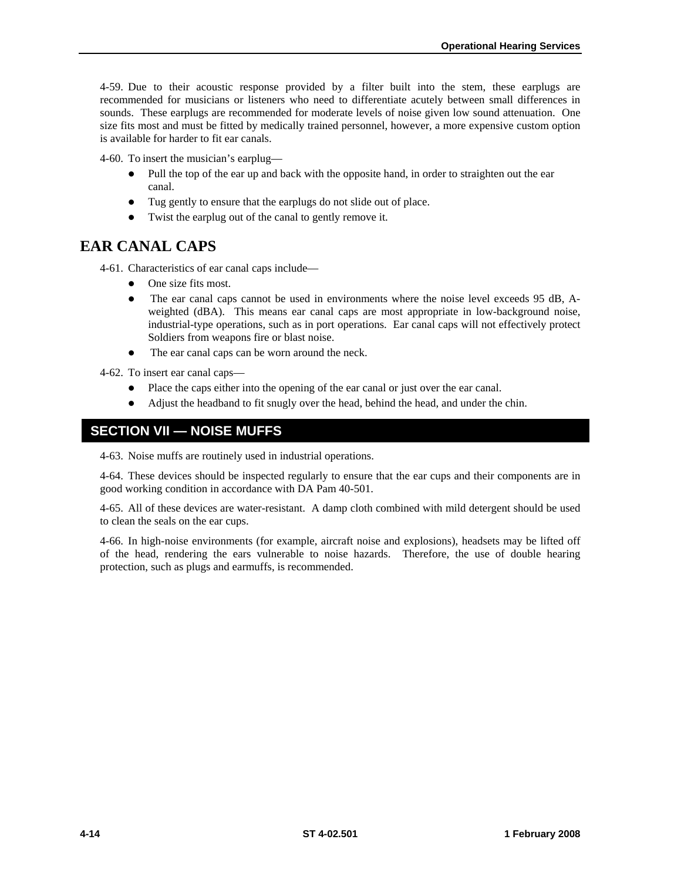4-59. Due to their acoustic response provided by a filter built into the stem, these earplugs are recommended for musicians or listeners who need to differentiate acutely between small differences in sounds. These earplugs are recommended for moderate levels of noise given low sound attenuation. One size fits most and must be fitted by medically trained personnel, however, a more expensive custom option is available for harder to fit ear canals.

4-60. To insert the musician's earplug—

- Pull the top of the ear up and back with the opposite hand, in order to straighten out the ear canal.
- Tug gently to ensure that the earplugs do not slide out of place.
- Twist the earplug out of the canal to gently remove it.

## EAR CANAL CAPS

4-61. Characteristics of ear canal caps include—

- One size fits most.
- The ear canal caps cannot be used in environments where the noise level exceeds 95 dB, A-weighted (dBA). This means ear canal caps are most appropriate in low-background noise, industrial-type operations, such as in port operations. Ear canal caps will not effectively protect Soldiers from weapons fire or blast noise.
- The ear canal caps can be worn around the neck.

4-62. To insert ear canal caps—

- Place the caps either into the opening of the ear canal or just over the ear canal.
- Adjust the headband to fit snugly over the head, behind the head, and under the chin.

## SECTION VII — NOISE MUFFS

4-63. Noise muffs are routinely used in industrial operations.

4-64. These devices should be inspected regularly to ensure that the ear cups and their components are in good working condition in accordance with DA Pam 40-501.

4-65. All of these devices are water-resistant. A damp cloth combined with mild detergent should be used to clean the seals on the ear cups.

4-66. In high-noise environments (for example, aircraft noise and explosions), headsets may be lifted off of the head, rendering the ears vulnerable to noise hazards. Therefore, the use of double hearing protection, such as plugs and earmuffs, is recommended.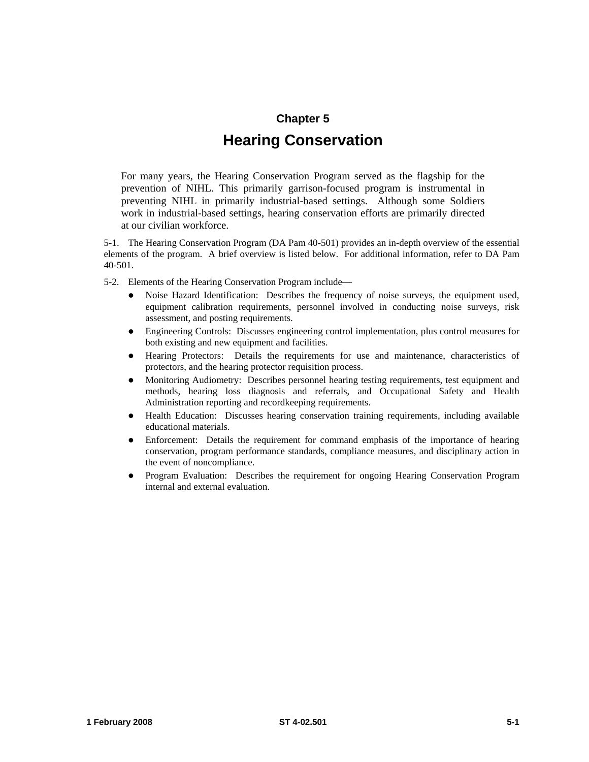# Chapter 5

# Hearing Conservation

For many years, the Hearing Conservation Program served as the flagship for the prevention of NIHL. This primarily garrison-focused program is instrumental in preventing NIHL in primarily industrial-based settings. Although some Soldiers work in industrial-based settings, hearing conservation efforts are primarily directed at our civilian workforce.

5-1. The Hearing Conservation Program (DA Pam 40-501) provides an in-depth overview of the essential elements of the program. A brief overview is listed below. For additional information, refer to DA Pam 40-501.

5-2. Elements of the Hearing Conservation Program include—

- Noise Hazard Identification: Describes the frequency of noise surveys, the equipment used, equipment calibration requirements, personnel involved in conducting noise surveys, risk assessment, and posting requirements.
- Engineering Controls: Discusses engineering control implementation, plus control measures for both existing and new equipment and facilities.
- Hearing Protectors: Details the requirements for use and maintenance, characteristics of protectors, and the hearing protector requisition process.
- Monitoring Audiometry: Describes personnel hearing testing requirements, test equipment and methods, hearing loss diagnosis and referrals, and Occupational Safety and Health Administration reporting and recordkeeping requirements.
- Health Education: Discusses hearing conservation training requirements, including available educational materials.
- Enforcement: Details the requirement for command emphasis of the importance of hearing conservation, program performance standards, compliance measures, and disciplinary action in the event of noncompliance.
- Program Evaluation: Describes the requirement for ongoing Hearing Conservation Program internal and external evaluation.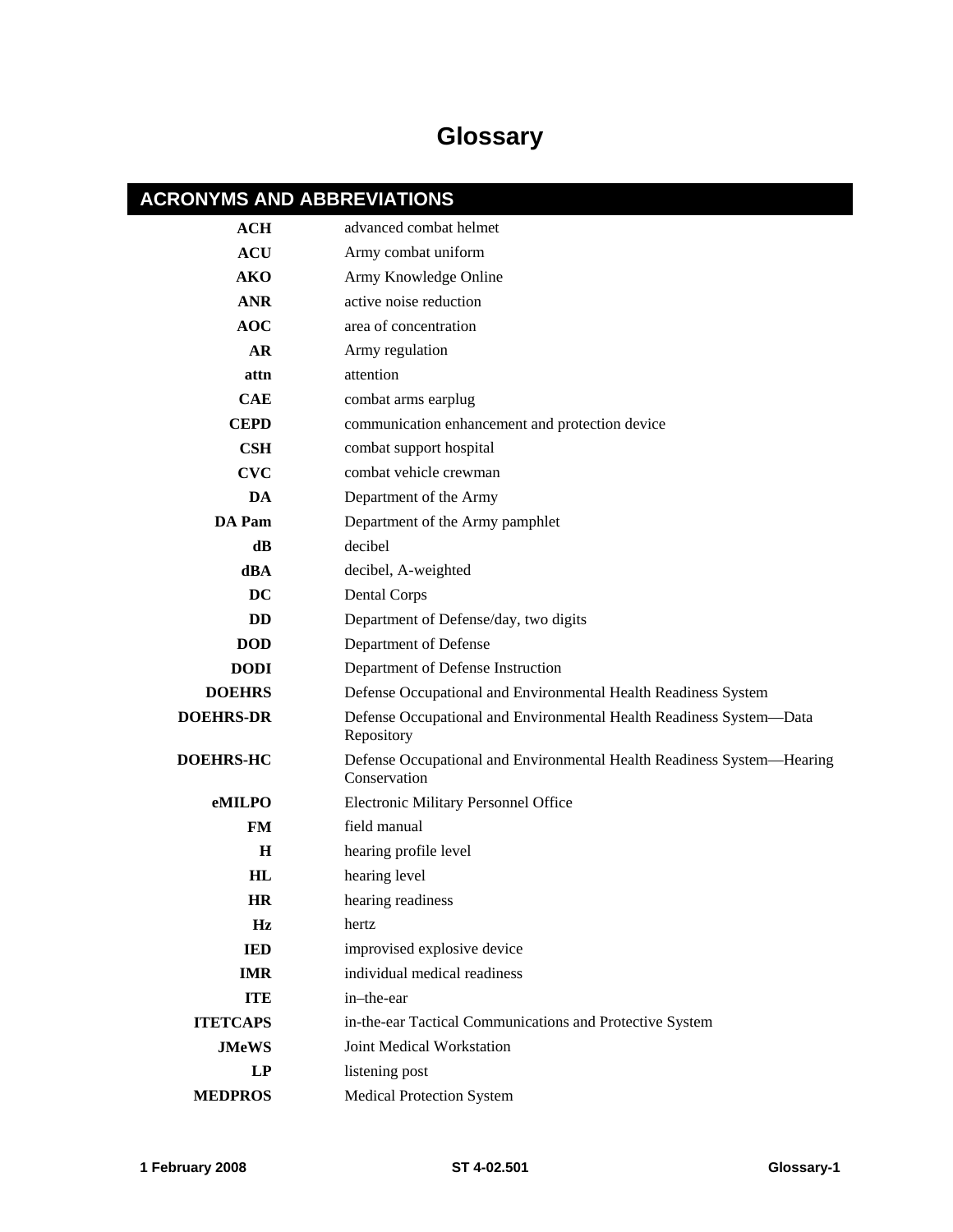# Glossary

## ACRONYMS AND ABBREVIATIONS

| | |
|---|---|
| **ACH** | advanced combat helmet |
| **ACU** | Army combat uniform |
| **AKO** | Army Knowledge Online |
| **ANR** | active noise reduction |
| **AOC** | area of concentration |
| **AR** | Army regulation |
| **attn** | attention |
| **CAE** | combat arms earplug |
| **CEPD** | communication enhancement and protection device |
| **CSH** | combat support hospital |
| **CVC** | combat vehicle crewman |
| **DA** | Department of the Army |
| **DA Pam** | Department of the Army pamphlet |
| **dB** | decibel |
| **dBA** | decibel, A-weighted |
| **DC** | Dental Corps |
| **DD** | Department of Defense/day, two digits |
| **DOD** | Department of Defense |
| **DODI** | Department of Defense Instruction |
| **DOEHRS** | Defense Occupational and Environmental Health Readiness System |
| **DOEHRS-DR** | Defense Occupational and Environmental Health Readiness System—Data Repository |
| **DOEHRS-HC** | Defense Occupational and Environmental Health Readiness System—Hearing Conservation |
| **eMILPO** | Electronic Military Personnel Office |
| **FM** | field manual |
| **H** | hearing profile level |
| **HL** | hearing level |
| **HR** | hearing readiness |
| **Hz** | hertz |
| **IED** | improvised explosive device |
| **IMR** | individual medical readiness |
| **ITE** | in–the-ear |
| **ITETCAPS** | in-the-ear Tactical Communications and Protective System |
| **JMeWS** | Joint Medical Workstation |
| **LP** | listening post |
| **MEDPROS** | Medical Protection System |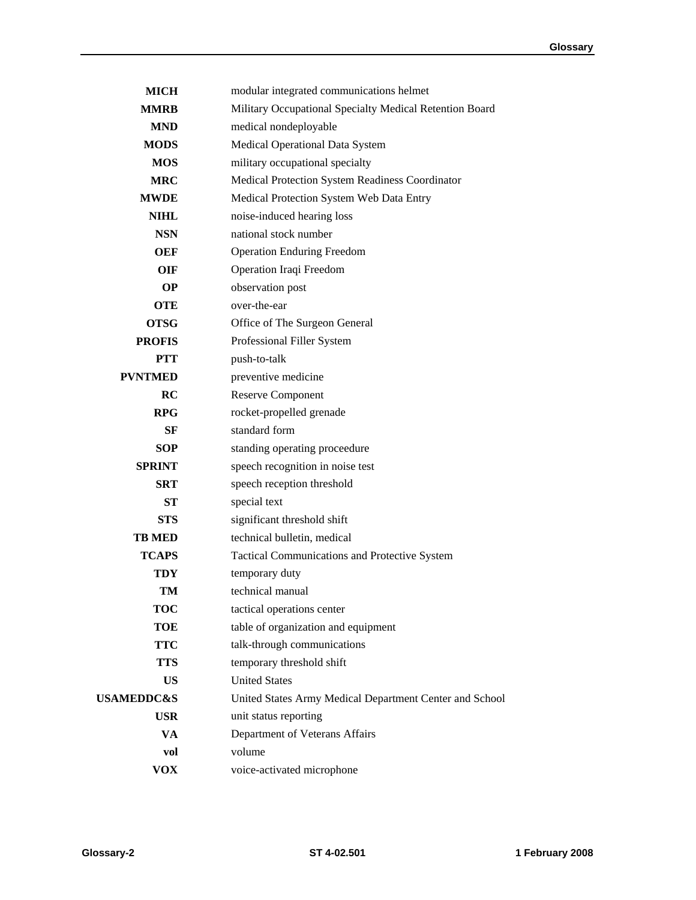| | |
|---|---|
| **MICH** | modular integrated communications helmet |
| **MMRB** | Military Occupational Specialty Medical Retention Board |
| **MND** | medical nondeployable |
| **MODS** | Medical Operational Data System |
| **MOS** | military occupational specialty |
| **MRC** | Medical Protection System Readiness Coordinator |
| **MWDE** | Medical Protection System Web Data Entry |
| **NIHL** | noise-induced hearing loss |
| **NSN** | national stock number |
| **OEF** | Operation Enduring Freedom |
| **OIF** | Operation Iraqi Freedom |
| **OP** | observation post |
| **OTE** | over-the-ear |
| **OTSG** | Office of The Surgeon General |
| **PROFIS** | Professional Filler System |
| **PTT** | push-to-talk |
| **PVNTMED** | preventive medicine |
| **RC** | Reserve Component |
| **RPG** | rocket-propelled grenade |
| **SF** | standard form |
| **SOP** | standing operating proceedure |
| **SPRINT** | speech recognition in noise test |
| **SRT** | speech reception threshold |
| **ST** | special text |
| **STS** | significant threshold shift |
| **TB MED** | technical bulletin, medical |
| **TCAPS** | Tactical Communications and Protective System |
| **TDY** | temporary duty |
| **TM** | technical manual |
| **TOC** | tactical operations center |
| **TOE** | table of organization and equipment |
| **TTC** | talk-through communications |
| **TTS** | temporary threshold shift |
| **US** | United States |
| **USAMEDDC&S** | United States Army Medical Department Center and School |
| **USR** | unit status reporting |
| **VA** | Department of Veterans Affairs |
| **vol** | volume |
| **VOX** | voice-activated microphone |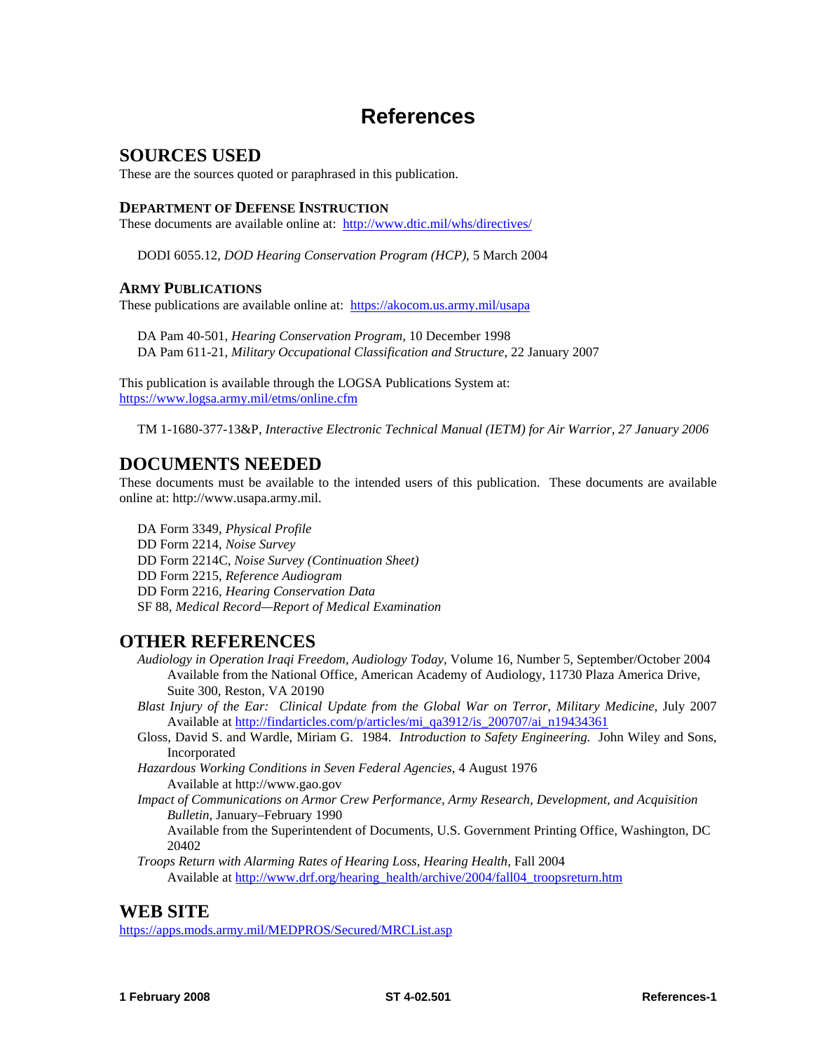# References

## SOURCES USED

These are the sources quoted or paraphrased in this publication.

### DEPARTMENT OF DEFENSE INSTRUCTION

These documents are available online at: http://www.dtic.mil/whs/directives/

DODI 6055.12, *DOD Hearing Conservation Program (HCP)*, 5 March 2004

### ARMY PUBLICATIONS

These publications are available online at: https://akocom.us.army.mil/usapa

DA Pam 40-501, *Hearing Conservation Program*, 10 December 1998
DA Pam 611-21, *Military Occupational Classification and Structure*, 22 January 2007

This publication is available through the LOGSA Publications System at: https://www.logsa.army.mil/etms/online.cfm

TM 1-1680-377-13&P, *Interactive Electronic Technical Manual (IETM) for Air Warrior, 27 January 2006*

## DOCUMENTS NEEDED

These documents must be available to the intended users of this publication. These documents are available online at: http://www.usapa.army.mil.

DA Form 3349, *Physical Profile*
DD Form 2214, *Noise Survey*
DD Form 2214C, *Noise Survey (Continuation Sheet)*
DD Form 2215, *Reference Audiogram*
DD Form 2216, *Hearing Conservation Data*
SF 88, *Medical Record—Report of Medical Examination*

## OTHER REFERENCES

*Audiology in Operation Iraqi Freedom, Audiology Today*, Volume 16, Number 5, September/October 2004
Available from the National Office, American Academy of Audiology, 11730 Plaza America Drive, Suite 300, Reston, VA 20190

*Blast Injury of the Ear: Clinical Update from the Global War on Terror, Military Medicine*, July 2007
Available at http://findarticles.com/p/articles/mi_qa3912/is_200707/ai_n19434361

Gloss, David S. and Wardle, Miriam G. 1984. *Introduction to Safety Engineering.* John Wiley and Sons, Incorporated

*Hazardous Working Conditions in Seven Federal Agencies*, 4 August 1976
Available at http://www.gao.gov

*Impact of Communications on Armor Crew Performance, Army Research, Development, and Acquisition Bulletin*, January–February 1990
Available from the Superintendent of Documents, U.S. Government Printing Office, Washington, DC 20402

*Troops Return with Alarming Rates of Hearing Loss, Hearing Health*, Fall 2004
Available at http://www.drf.org/hearing_health/archive/2004/fall04_troopsreturn.htm

## WEB SITE

https://apps.mods.army.mil/MEDPROS/Secured/MRCList.asp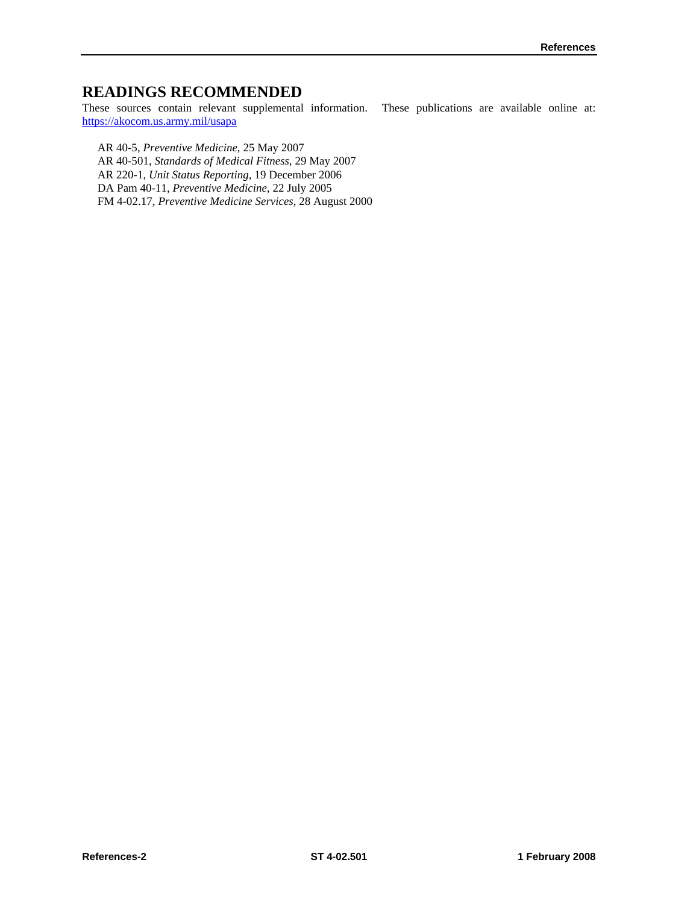## READINGS RECOMMENDED

These sources contain relevant supplemental information. These publications are available online at: https://akocom.us.army.mil/usapa

AR 40-5, *Preventive Medicine*, 25 May 2007
AR 40-501, *Standards of Medical Fitness*, 29 May 2007
AR 220-1, *Unit Status Reporting*, 19 December 2006
DA Pam 40-11, *Preventive Medicine*, 22 July 2005
FM 4-02.17, *Preventive Medicine Services*, 28 August 2000